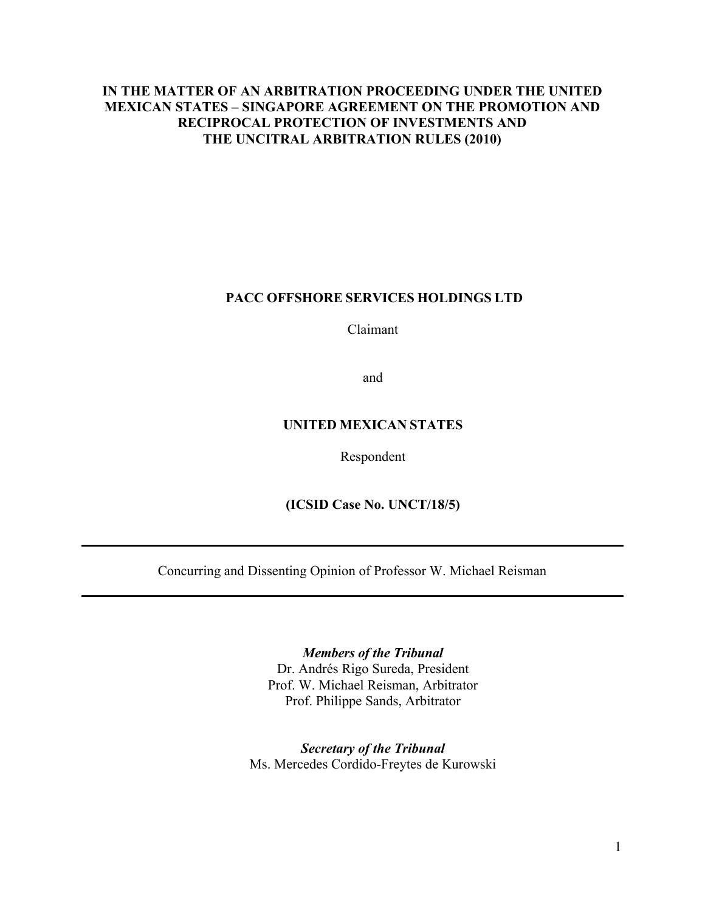**IN THE MATTER OF AN ARBITRATION PROCEEDING UNDER THE UNITED MEXICAN STATES – SINGAPORE AGREEMENT ON THE PROMOTION AND RECIPROCAL PROTECTION OF INVESTMENTS AND THE UNCITRAL ARBITRATION RULES (2010)**

**PACC OFFSHORE SERVICES HOLDINGS LTD**

Claimant

and

**UNITED MEXICAN STATES**

Respondent

**(ICSID Case No. UNCT/18/5)**

---

Concurring and Dissenting Opinion of Professor W. Michael Reisman

---

***Members of the Tribunal***

Dr. Andrés Rigo Sureda, President

Prof. W. Michael Reisman, Arbitrator

Prof. Philippe Sands, Arbitrator

***Secretary of the Tribunal***

Ms. Mercedes Cordido-Freytes de Kurowski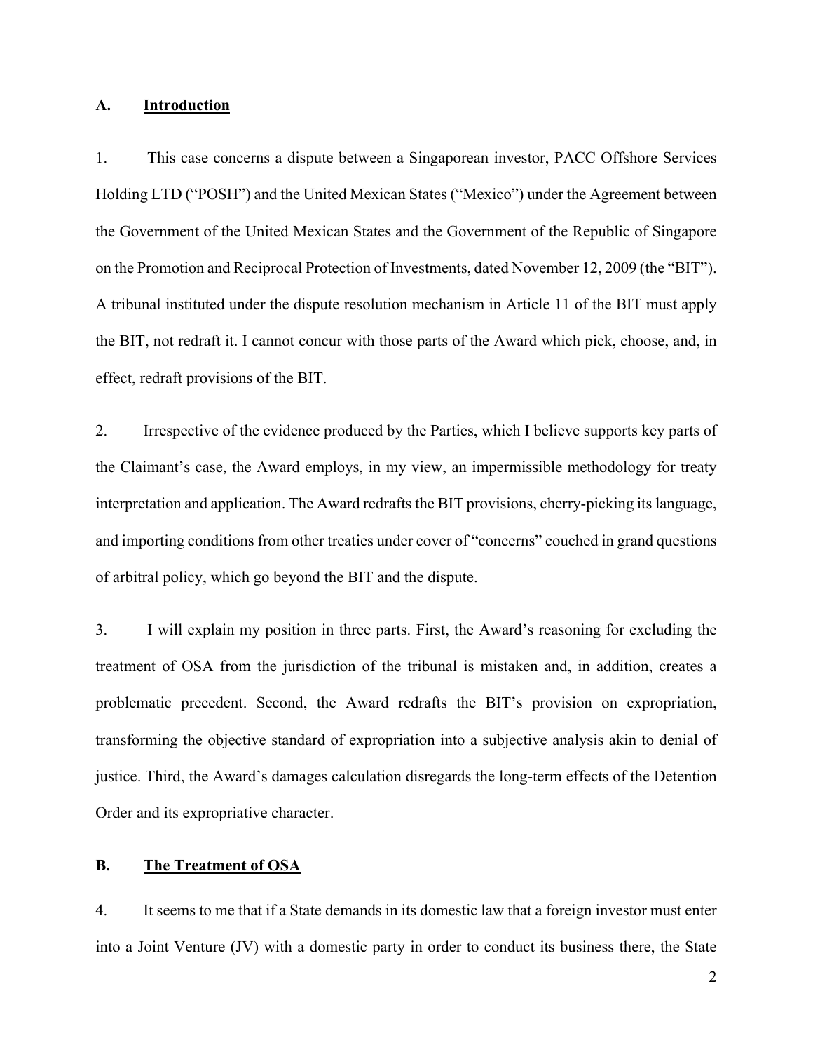## A. Introduction

1. This case concerns a dispute between a Singaporean investor, PACC Offshore Services Holding LTD ("POSH") and the United Mexican States ("Mexico") under the Agreement between the Government of the United Mexican States and the Government of the Republic of Singapore on the Promotion and Reciprocal Protection of Investments, dated November 12, 2009 (the "BIT"). A tribunal instituted under the dispute resolution mechanism in Article 11 of the BIT must apply the BIT, not redraft it. I cannot concur with those parts of the Award which pick, choose, and, in effect, redraft provisions of the BIT.

2. Irrespective of the evidence produced by the Parties, which I believe supports key parts of the Claimant's case, the Award employs, in my view, an impermissible methodology for treaty interpretation and application. The Award redrafts the BIT provisions, cherry-picking its language, and importing conditions from other treaties under cover of "concerns" couched in grand questions of arbitral policy, which go beyond the BIT and the dispute.

3. I will explain my position in three parts. First, the Award's reasoning for excluding the treatment of OSA from the jurisdiction of the tribunal is mistaken and, in addition, creates a problematic precedent. Second, the Award redrafts the BIT's provision on expropriation, transforming the objective standard of expropriation into a subjective analysis akin to denial of justice. Third, the Award's damages calculation disregards the long-term effects of the Detention Order and its expropriative character.

## B. The Treatment of OSA

4. It seems to me that if a State demands in its domestic law that a foreign investor must enter into a Joint Venture (JV) with a domestic party in order to conduct its business there, the State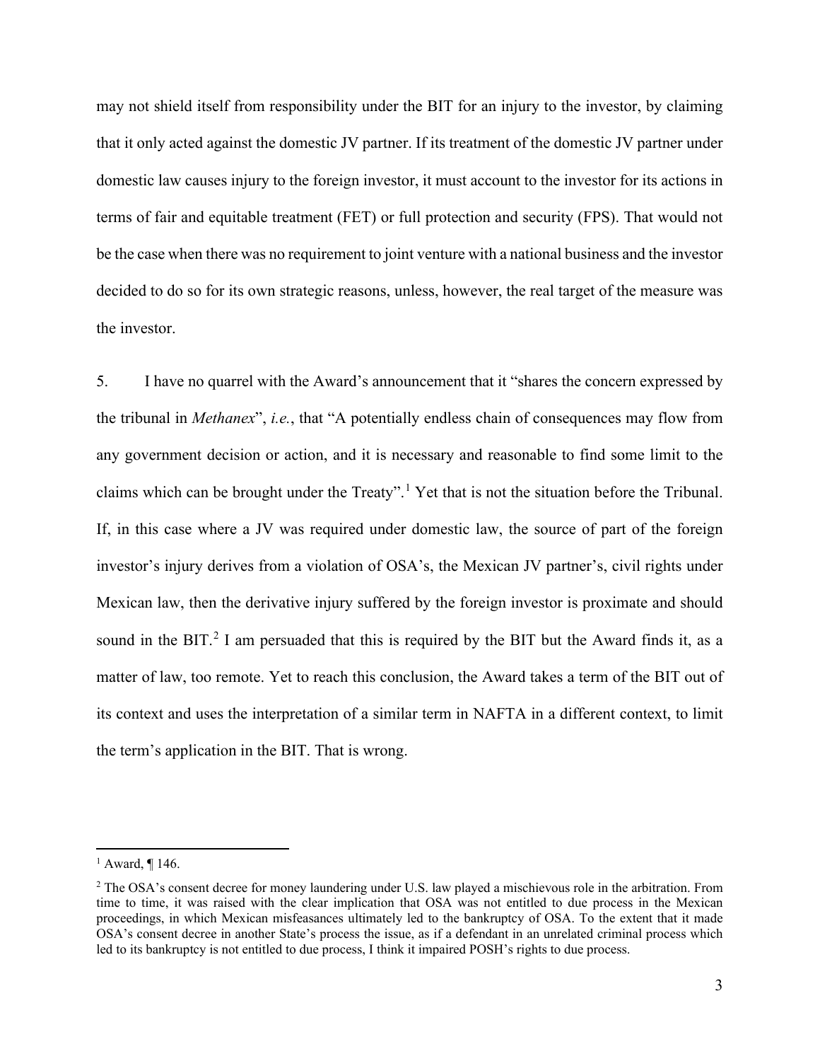may not shield itself from responsibility under the BIT for an injury to the investor, by claiming that it only acted against the domestic JV partner. If its treatment of the domestic JV partner under domestic law causes injury to the foreign investor, it must account to the investor for its actions in terms of fair and equitable treatment (FET) or full protection and security (FPS). That would not be the case when there was no requirement to joint venture with a national business and the investor decided to do so for its own strategic reasons, unless, however, the real target of the measure was the investor.

5. I have no quarrel with the Award's announcement that it "shares the concern expressed by the tribunal in *Methanex*", *i.e.*, that "A potentially endless chain of consequences may flow from any government decision or action, and it is necessary and reasonable to find some limit to the claims which can be brought under the Treaty".[1] Yet that is not the situation before the Tribunal. If, in this case where a JV was required under domestic law, the source of part of the foreign investor's injury derives from a violation of OSA's, the Mexican JV partner's, civil rights under Mexican law, then the derivative injury suffered by the foreign investor is proximate and should sound in the BIT.[2] I am persuaded that this is required by the BIT but the Award finds it, as a matter of law, too remote. Yet to reach this conclusion, the Award takes a term of the BIT out of its context and uses the interpretation of a similar term in NAFTA in a different context, to limit the term's application in the BIT. That is wrong.

---

[1] Award, ¶ 146.

[2] The OSA's consent decree for money laundering under U.S. law played a mischievous role in the arbitration. From time to time, it was raised with the clear implication that OSA was not entitled to due process in the Mexican proceedings, in which Mexican misfeasances ultimately led to the bankruptcy of OSA. To the extent that it made OSA's consent decree in another State's process the issue, as if a defendant in an unrelated criminal process which led to its bankruptcy is not entitled to due process, I think it impaired POSH's rights to due process.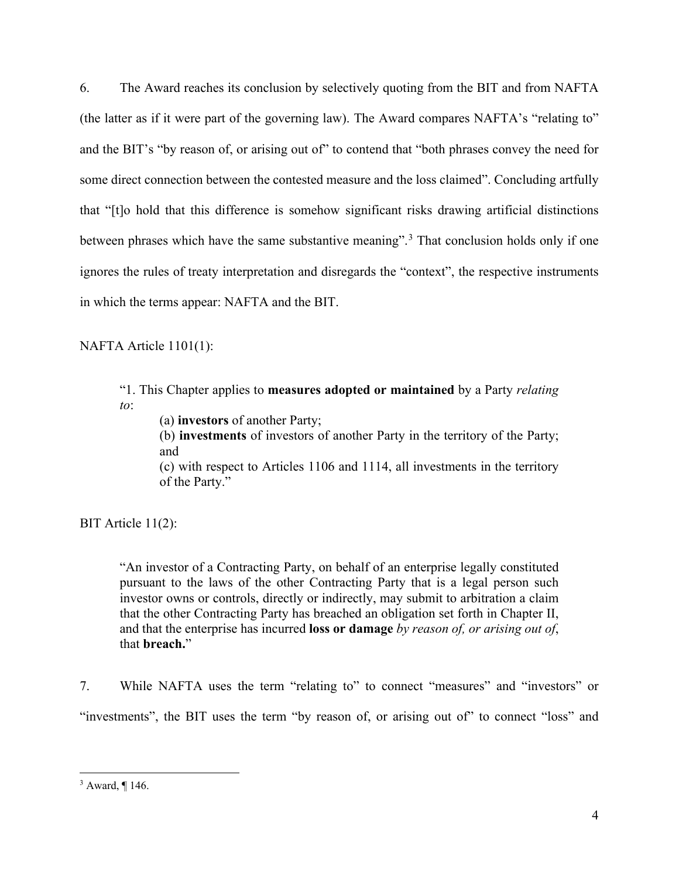6. The Award reaches its conclusion by selectively quoting from the BIT and from NAFTA (the latter as if it were part of the governing law). The Award compares NAFTA's "relating to" and the BIT's "by reason of, or arising out of" to contend that "both phrases convey the need for some direct connection between the contested measure and the loss claimed". Concluding artfully that "[t]o hold that this difference is somehow significant risks drawing artificial distinctions between phrases which have the same substantive meaning".[3] That conclusion holds only if one ignores the rules of treaty interpretation and disregards the "context", the respective instruments in which the terms appear: NAFTA and the BIT.

NAFTA Article 1101(1):

> "1. This Chapter applies to **measures adopted or maintained** by a Party *relating to*:
>
> (a) **investors** of another Party;
>
> (b) **investments** of investors of another Party in the territory of the Party; and
>
> (c) with respect to Articles 1106 and 1114, all investments in the territory of the Party."

BIT Article 11(2):

> "An investor of a Contracting Party, on behalf of an enterprise legally constituted pursuant to the laws of the other Contracting Party that is a legal person such investor owns or controls, directly or indirectly, may submit to arbitration a claim that the other Contracting Party has breached an obligation set forth in Chapter II, and that the enterprise has incurred **loss or damage** *by reason of, or arising out of*, that **breach.**"

7. While NAFTA uses the term "relating to" to connect "measures" and "investors" or "investments", the BIT uses the term "by reason of, or arising out of" to connect "loss" and

[3] Award, ¶ 146.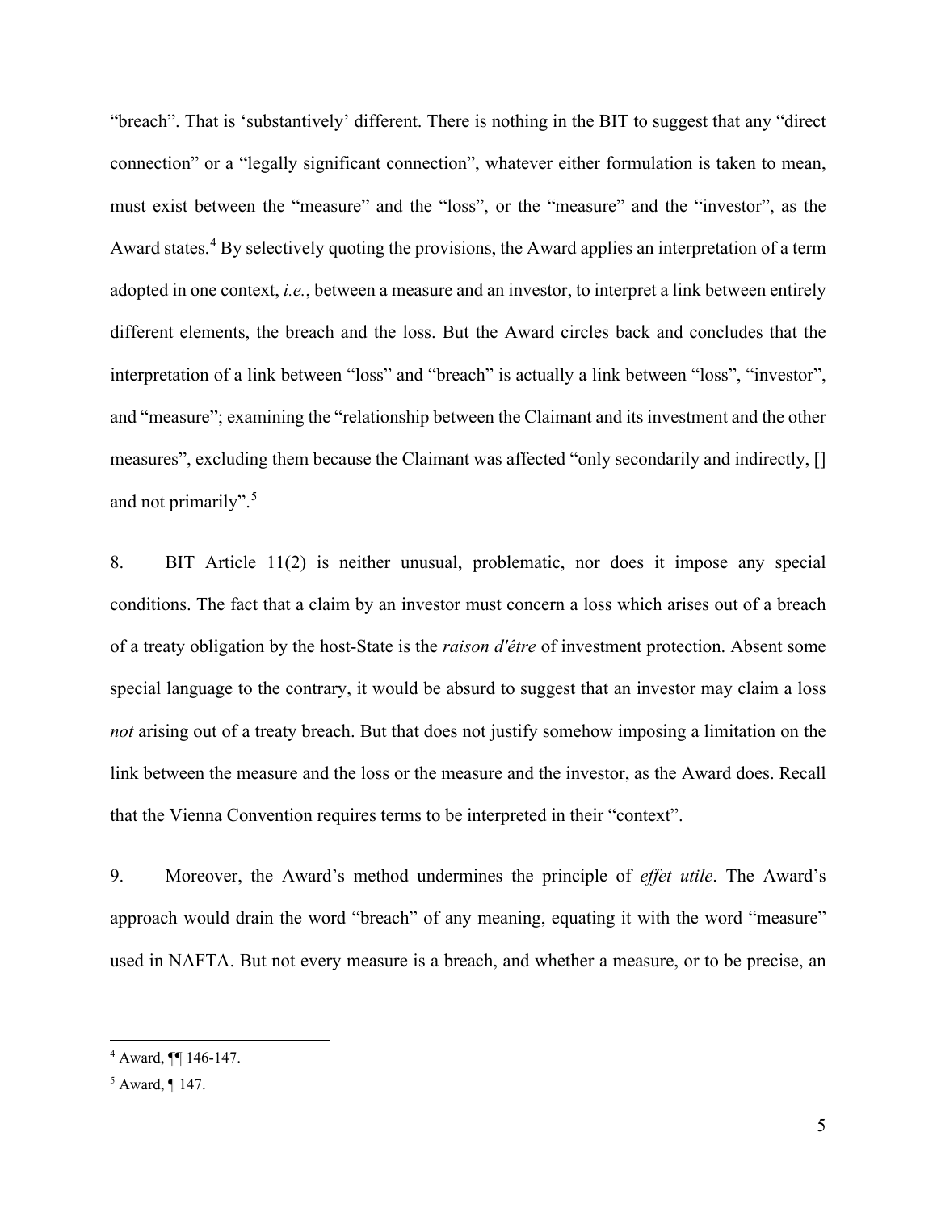"breach". That is 'substantively' different. There is nothing in the BIT to suggest that any "direct connection" or a "legally significant connection", whatever either formulation is taken to mean, must exist between the "measure" and the "loss", or the "measure" and the "investor", as the Award states.[4] By selectively quoting the provisions, the Award applies an interpretation of a term adopted in one context, *i.e.*, between a measure and an investor, to interpret a link between entirely different elements, the breach and the loss. But the Award circles back and concludes that the interpretation of a link between "loss" and "breach" is actually a link between "loss", "investor", and "measure"; examining the "relationship between the Claimant and its investment and the other measures", excluding them because the Claimant was affected "only secondarily and indirectly, [] and not primarily".[5]

8. BIT Article 11(2) is neither unusual, problematic, nor does it impose any special conditions. The fact that a claim by an investor must concern a loss which arises out of a breach of a treaty obligation by the host-State is the *raison d'être* of investment protection. Absent some special language to the contrary, it would be absurd to suggest that an investor may claim a loss *not* arising out of a treaty breach. But that does not justify somehow imposing a limitation on the link between the measure and the loss or the measure and the investor, as the Award does. Recall that the Vienna Convention requires terms to be interpreted in their "context".

9. Moreover, the Award's method undermines the principle of *effet utile*. The Award's approach would drain the word "breach" of any meaning, equating it with the word "measure" used in NAFTA. But not every measure is a breach, and whether a measure, or to be precise, an

---

[4] Award, ¶¶ 146-147.

[5] Award, ¶ 147.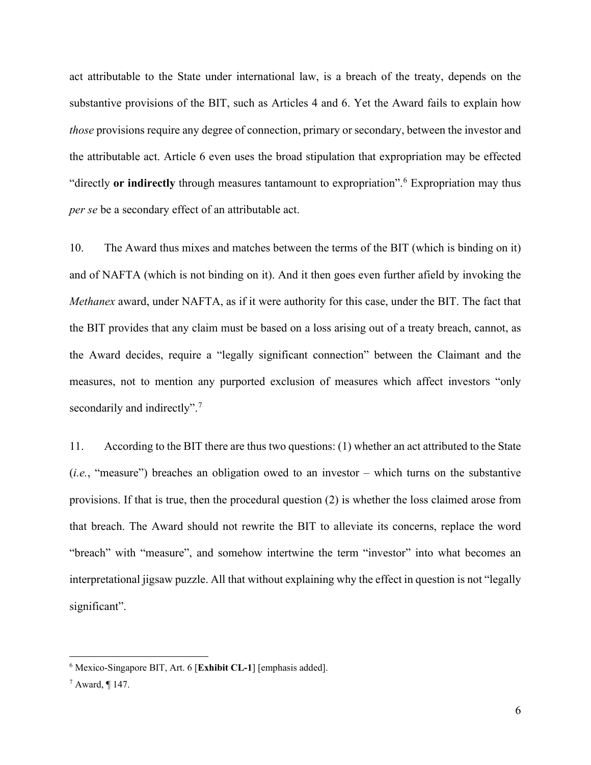act attributable to the State under international law, is a breach of the treaty, depends on the substantive provisions of the BIT, such as Articles 4 and 6. Yet the Award fails to explain how *those* provisions require any degree of connection, primary or secondary, between the investor and the attributable act. Article 6 even uses the broad stipulation that expropriation may be effected "directly **or indirectly** through measures tantamount to expropriation".[6] Expropriation may thus *per se* be a secondary effect of an attributable act.

10. The Award thus mixes and matches between the terms of the BIT (which is binding on it) and of NAFTA (which is not binding on it). And it then goes even further afield by invoking the *Methanex* award, under NAFTA, as if it were authority for this case, under the BIT. The fact that the BIT provides that any claim must be based on a loss arising out of a treaty breach, cannot, as the Award decides, require a "legally significant connection" between the Claimant and the measures, not to mention any purported exclusion of measures which affect investors "only secondarily and indirectly".[7]

11. According to the BIT there are thus two questions: (1) whether an act attributed to the State (*i.e.*, "measure") breaches an obligation owed to an investor – which turns on the substantive provisions. If that is true, then the procedural question (2) is whether the loss claimed arose from that breach. The Award should not rewrite the BIT to alleviate its concerns, replace the word "breach" with "measure", and somehow intertwine the term "investor" into what becomes an interpretational jigsaw puzzle. All that without explaining why the effect in question is not "legally significant".

---

[6] Mexico-Singapore BIT, Art. 6 [**Exhibit CL-1**] [emphasis added].

[7] Award, ¶ 147.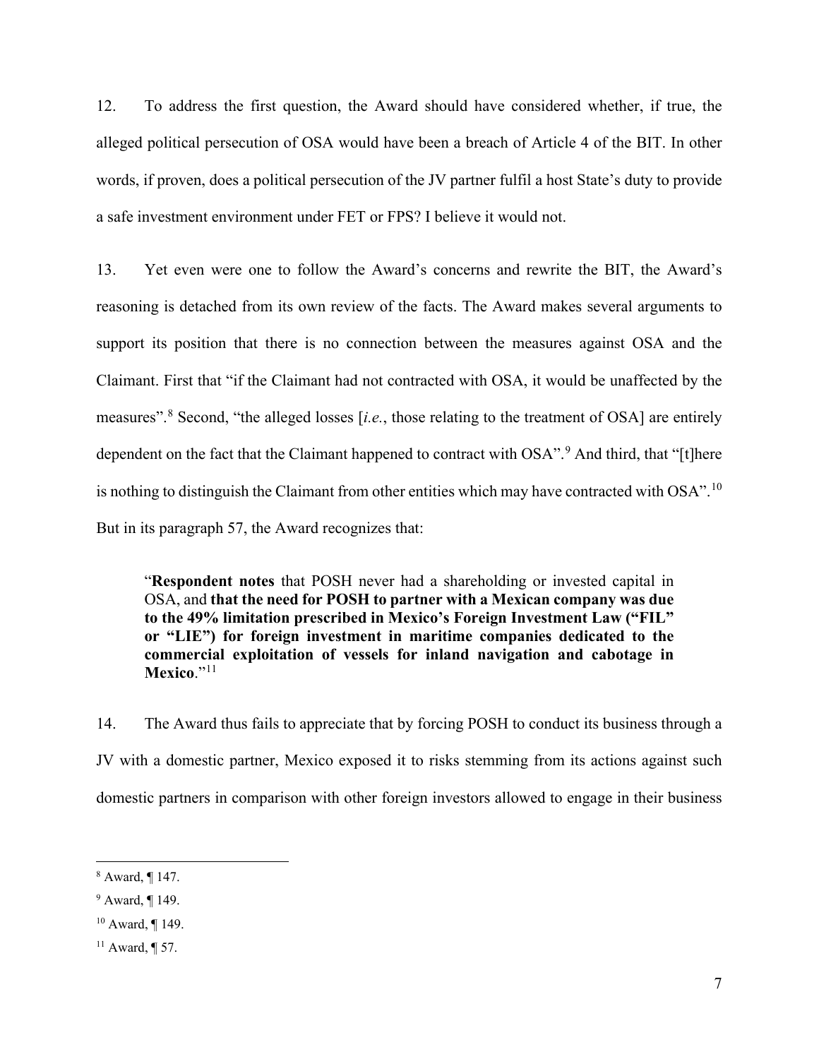12. To address the first question, the Award should have considered whether, if true, the alleged political persecution of OSA would have been a breach of Article 4 of the BIT. In other words, if proven, does a political persecution of the JV partner fulfil a host State's duty to provide a safe investment environment under FET or FPS? I believe it would not.

13. Yet even were one to follow the Award's concerns and rewrite the BIT, the Award's reasoning is detached from its own review of the facts. The Award makes several arguments to support its position that there is no connection between the measures against OSA and the Claimant. First that "if the Claimant had not contracted with OSA, it would be unaffected by the measures".[8] Second, "the alleged losses [*i.e.*, those relating to the treatment of OSA] are entirely dependent on the fact that the Claimant happened to contract with OSA".[9] And third, that "[t]here is nothing to distinguish the Claimant from other entities which may have contracted with OSA".[10] But in its paragraph 57, the Award recognizes that:

> "**Respondent notes** that POSH never had a shareholding or invested capital in OSA, and **that the need for POSH to partner with a Mexican company was due to the 49% limitation prescribed in Mexico's Foreign Investment Law ("FIL" or "LIE") for foreign investment in maritime companies dedicated to the commercial exploitation of vessels for inland navigation and cabotage in Mexico**."[11]

14. The Award thus fails to appreciate that by forcing POSH to conduct its business through a JV with a domestic partner, Mexico exposed it to risks stemming from its actions against such domestic partners in comparison with other foreign investors allowed to engage in their business

---

[8] Award, ¶ 147.

[9] Award, ¶ 149.

[10] Award, ¶ 149.

[11] Award, ¶ 57.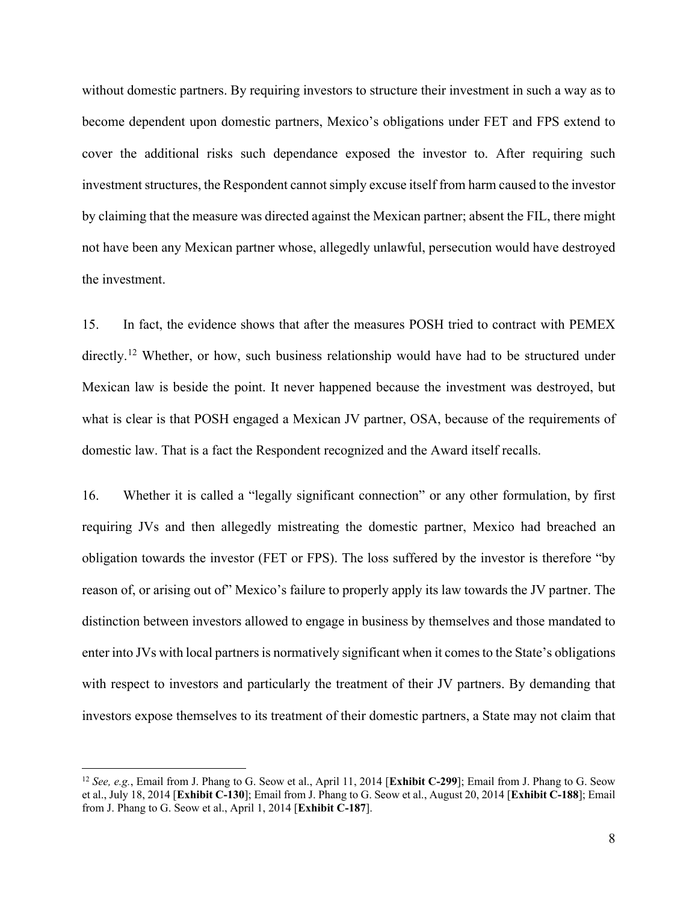without domestic partners. By requiring investors to structure their investment in such a way as to become dependent upon domestic partners, Mexico's obligations under FET and FPS extend to cover the additional risks such dependance exposed the investor to. After requiring such investment structures, the Respondent cannot simply excuse itself from harm caused to the investor by claiming that the measure was directed against the Mexican partner; absent the FIL, there might not have been any Mexican partner whose, allegedly unlawful, persecution would have destroyed the investment.

15. In fact, the evidence shows that after the measures POSH tried to contract with PEMEX directly.[12] Whether, or how, such business relationship would have had to be structured under Mexican law is beside the point. It never happened because the investment was destroyed, but what is clear is that POSH engaged a Mexican JV partner, OSA, because of the requirements of domestic law. That is a fact the Respondent recognized and the Award itself recalls.

16. Whether it is called a "legally significant connection" or any other formulation, by first requiring JVs and then allegedly mistreating the domestic partner, Mexico had breached an obligation towards the investor (FET or FPS). The loss suffered by the investor is therefore "by reason of, or arising out of" Mexico's failure to properly apply its law towards the JV partner. The distinction between investors allowed to engage in business by themselves and those mandated to enter into JVs with local partners is normatively significant when it comes to the State's obligations with respect to investors and particularly the treatment of their JV partners. By demanding that investors expose themselves to its treatment of their domestic partners, a State may not claim that

---

[12] *See, e.g.*, Email from J. Phang to G. Seow et al., April 11, 2014 [**Exhibit C-299**]; Email from J. Phang to G. Seow et al., July 18, 2014 [**Exhibit C-130**]; Email from J. Phang to G. Seow et al., August 20, 2014 [**Exhibit C-188**]; Email from J. Phang to G. Seow et al., April 1, 2014 [**Exhibit C-187**].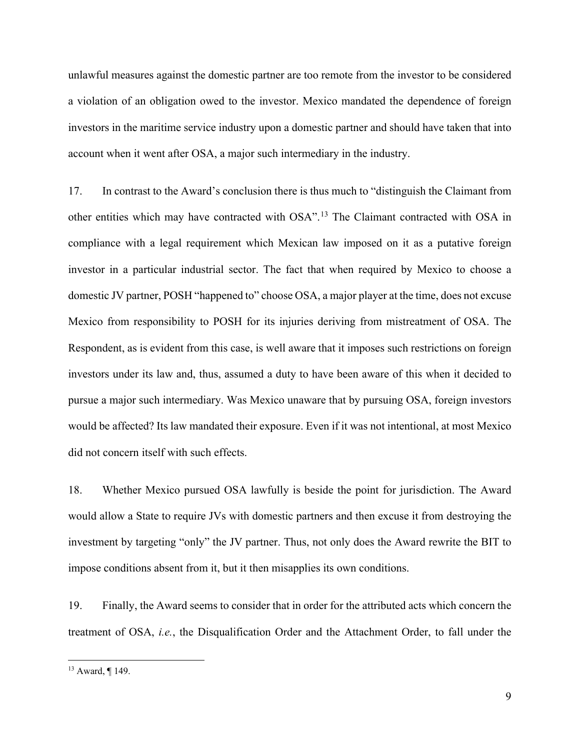unlawful measures against the domestic partner are too remote from the investor to be considered a violation of an obligation owed to the investor. Mexico mandated the dependence of foreign investors in the maritime service industry upon a domestic partner and should have taken that into account when it went after OSA, a major such intermediary in the industry.

17. In contrast to the Award's conclusion there is thus much to "distinguish the Claimant from other entities which may have contracted with OSA".[13] The Claimant contracted with OSA in compliance with a legal requirement which Mexican law imposed on it as a putative foreign investor in a particular industrial sector. The fact that when required by Mexico to choose a domestic JV partner, POSH "happened to" choose OSA, a major player at the time, does not excuse Mexico from responsibility to POSH for its injuries deriving from mistreatment of OSA. The Respondent, as is evident from this case, is well aware that it imposes such restrictions on foreign investors under its law and, thus, assumed a duty to have been aware of this when it decided to pursue a major such intermediary. Was Mexico unaware that by pursuing OSA, foreign investors would be affected? Its law mandated their exposure. Even if it was not intentional, at most Mexico did not concern itself with such effects.

18. Whether Mexico pursued OSA lawfully is beside the point for jurisdiction. The Award would allow a State to require JVs with domestic partners and then excuse it from destroying the investment by targeting "only" the JV partner. Thus, not only does the Award rewrite the BIT to impose conditions absent from it, but it then misapplies its own conditions.

19. Finally, the Award seems to consider that in order for the attributed acts which concern the treatment of OSA, *i.e.*, the Disqualification Order and the Attachment Order, to fall under the

[13] Award, ¶ 149.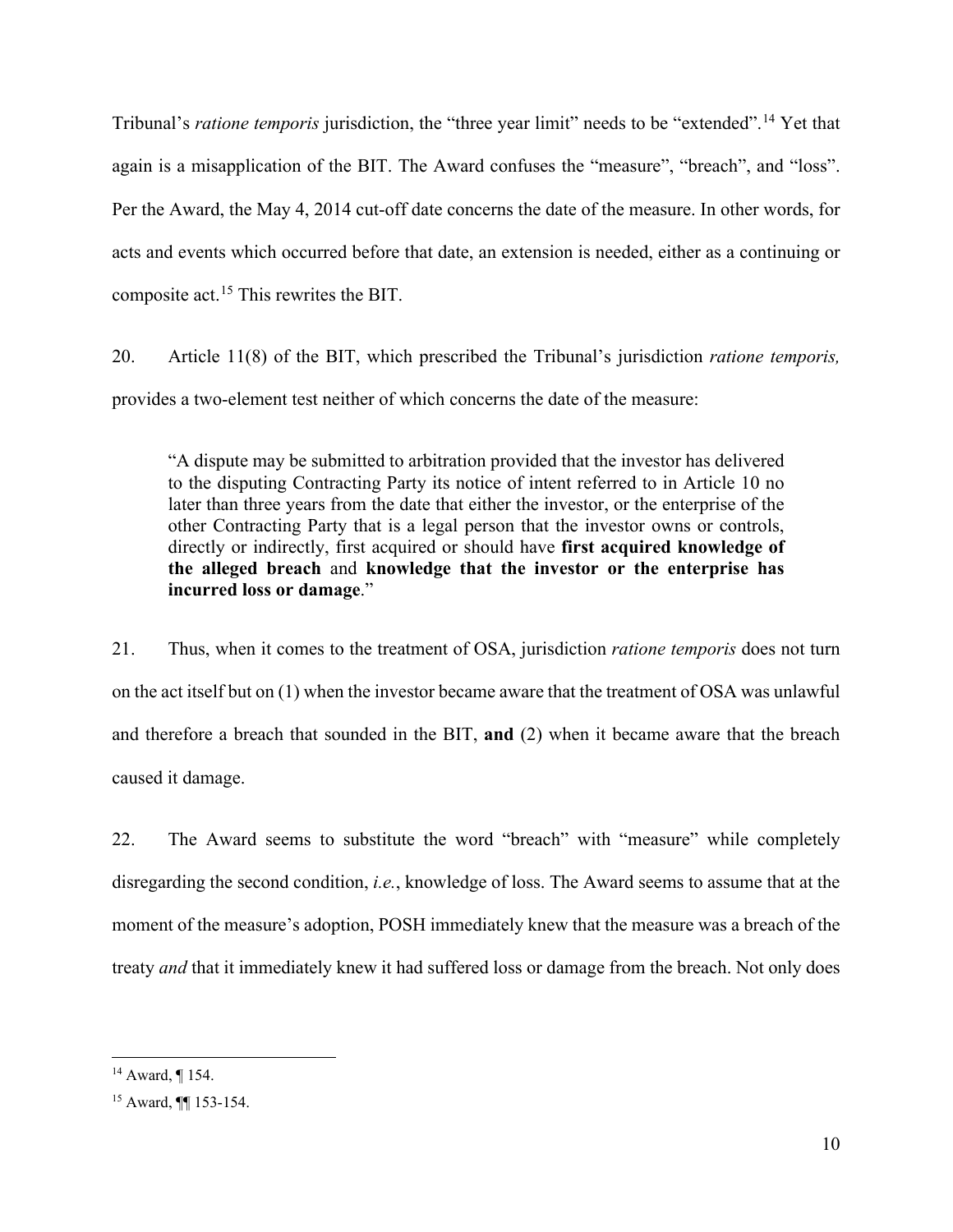Tribunal's *ratione temporis* jurisdiction, the "three year limit" needs to be "extended".[14] Yet that again is a misapplication of the BIT. The Award confuses the "measure", "breach", and "loss". Per the Award, the May 4, 2014 cut-off date concerns the date of the measure. In other words, for acts and events which occurred before that date, an extension is needed, either as a continuing or composite act.[15] This rewrites the BIT.

20. Article 11(8) of the BIT, which prescribed the Tribunal's jurisdiction *ratione temporis,* provides a two-element test neither of which concerns the date of the measure:

> "A dispute may be submitted to arbitration provided that the investor has delivered to the disputing Contracting Party its notice of intent referred to in Article 10 no later than three years from the date that either the investor, or the enterprise of the other Contracting Party that is a legal person that the investor owns or controls, directly or indirectly, first acquired or should have **first acquired knowledge of the alleged breach** and **knowledge that the investor or the enterprise has incurred loss or damage**."

21. Thus, when it comes to the treatment of OSA, jurisdiction *ratione temporis* does not turn on the act itself but on (1) when the investor became aware that the treatment of OSA was unlawful and therefore a breach that sounded in the BIT, **and** (2) when it became aware that the breach caused it damage.

22. The Award seems to substitute the word "breach" with "measure" while completely disregarding the second condition, *i.e.*, knowledge of loss. The Award seems to assume that at the moment of the measure's adoption, POSH immediately knew that the measure was a breach of the treaty *and* that it immediately knew it had suffered loss or damage from the breach. Not only does

---

[14] Award, ¶ 154.

[15] Award, ¶¶ 153-154.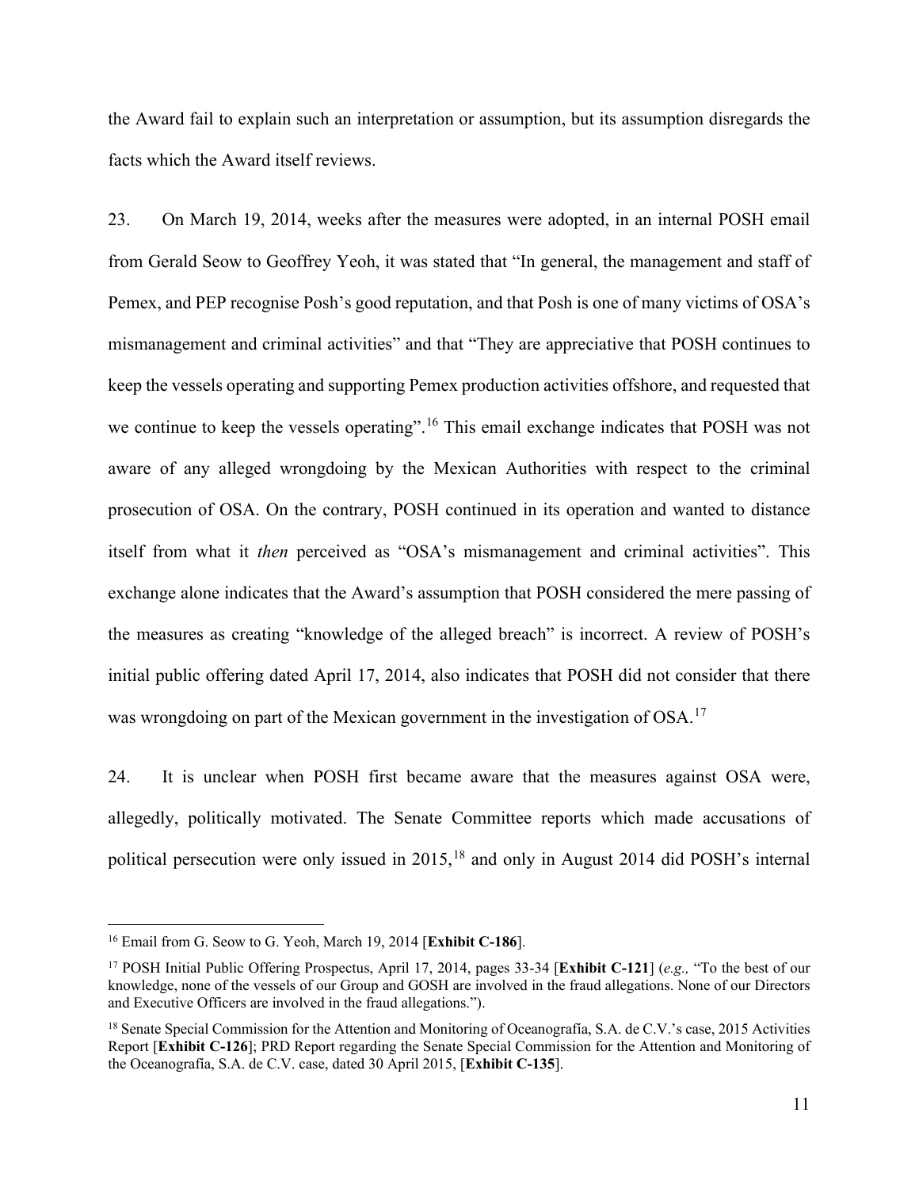the Award fail to explain such an interpretation or assumption, but its assumption disregards the facts which the Award itself reviews.

23. On March 19, 2014, weeks after the measures were adopted, in an internal POSH email from Gerald Seow to Geoffrey Yeoh, it was stated that "In general, the management and staff of Pemex, and PEP recognise Posh's good reputation, and that Posh is one of many victims of OSA's mismanagement and criminal activities" and that "They are appreciative that POSH continues to keep the vessels operating and supporting Pemex production activities offshore, and requested that we continue to keep the vessels operating".[16] This email exchange indicates that POSH was not aware of any alleged wrongdoing by the Mexican Authorities with respect to the criminal prosecution of OSA. On the contrary, POSH continued in its operation and wanted to distance itself from what it *then* perceived as "OSA's mismanagement and criminal activities". This exchange alone indicates that the Award's assumption that POSH considered the mere passing of the measures as creating "knowledge of the alleged breach" is incorrect. A review of POSH's initial public offering dated April 17, 2014, also indicates that POSH did not consider that there was wrongdoing on part of the Mexican government in the investigation of OSA.[17]

24. It is unclear when POSH first became aware that the measures against OSA were, allegedly, politically motivated. The Senate Committee reports which made accusations of political persecution were only issued in 2015,[18] and only in August 2014 did POSH's internal

---

[16] Email from G. Seow to G. Yeoh, March 19, 2014 [**Exhibit C-186**].

[17] POSH Initial Public Offering Prospectus, April 17, 2014, pages 33-34 [**Exhibit C-121**] (*e.g.,* "To the best of our knowledge, none of the vessels of our Group and GOSH are involved in the fraud allegations. None of our Directors and Executive Officers are involved in the fraud allegations.").

[18] Senate Special Commission for the Attention and Monitoring of Oceanografía, S.A. de C.V.'s case, 2015 Activities Report [**Exhibit C-126**]; PRD Report regarding the Senate Special Commission for the Attention and Monitoring of the Oceanografía, S.A. de C.V. case, dated 30 April 2015, [**Exhibit C-135**].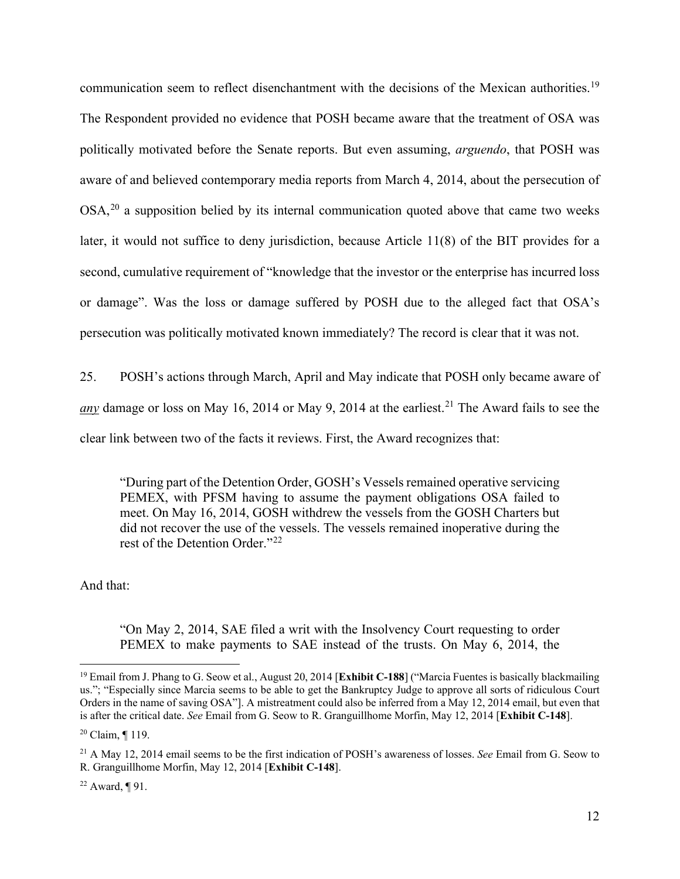communication seem to reflect disenchantment with the decisions of the Mexican authorities.[19] The Respondent provided no evidence that POSH became aware that the treatment of OSA was politically motivated before the Senate reports. But even assuming, *arguendo*, that POSH was aware of and believed contemporary media reports from March 4, 2014, about the persecution of OSA,[20] a supposition belied by its internal communication quoted above that came two weeks later, it would not suffice to deny jurisdiction, because Article 11(8) of the BIT provides for a second, cumulative requirement of "knowledge that the investor or the enterprise has incurred loss or damage". Was the loss or damage suffered by POSH due to the alleged fact that OSA's persecution was politically motivated known immediately? The record is clear that it was not.

25. POSH's actions through March, April and May indicate that POSH only became aware of ***any*** damage or loss on May 16, 2014 or May 9, 2014 at the earliest.[21] The Award fails to see the clear link between two of the facts it reviews. First, the Award recognizes that:

> "During part of the Detention Order, GOSH's Vessels remained operative servicing PEMEX, with PFSM having to assume the payment obligations OSA failed to meet. On May 16, 2014, GOSH withdrew the vessels from the GOSH Charters but did not recover the use of the vessels. The vessels remained inoperative during the rest of the Detention Order."[22]

And that:

> "On May 2, 2014, SAE filed a writ with the Insolvency Court requesting to order PEMEX to make payments to SAE instead of the trusts. On May 6, 2014, the

---

[19] Email from J. Phang to G. Seow et al., August 20, 2014 [**Exhibit C-188**] ("Marcia Fuentes is basically blackmailing us."; "Especially since Marcia seems to be able to get the Bankruptcy Judge to approve all sorts of ridiculous Court Orders in the name of saving OSA"]. A mistreatment could also be inferred from a May 12, 2014 email, but even that is after the critical date. *See* Email from G. Seow to R. Granguillhome Morfin, May 12, 2014 [**Exhibit C-148**].

[20] Claim, ¶ 119.

[21] A May 12, 2014 email seems to be the first indication of POSH's awareness of losses. *See* Email from G. Seow to R. Granguillhome Morfin, May 12, 2014 [**Exhibit C-148**].

[22] Award, ¶ 91.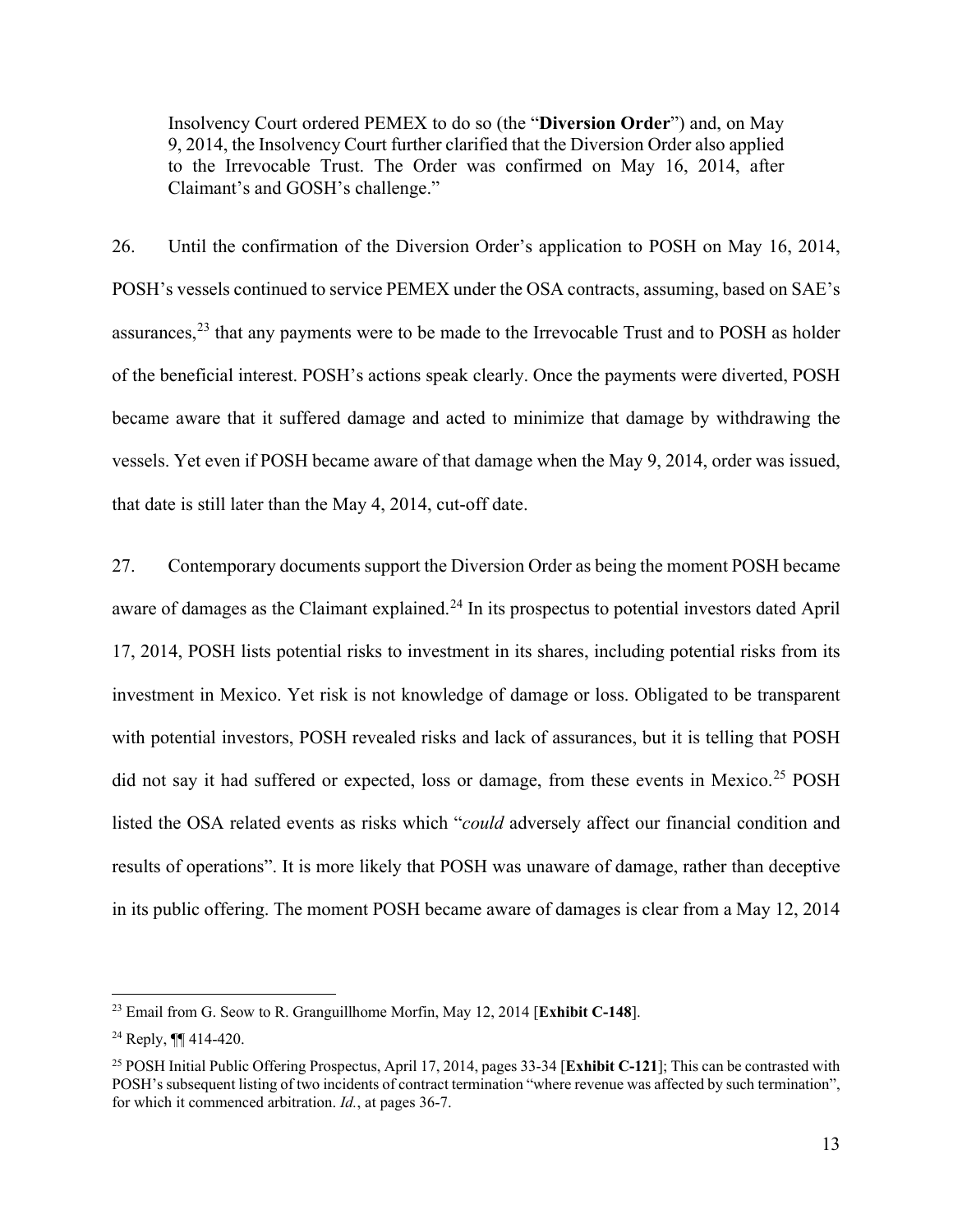> Insolvency Court ordered PEMEX to do so (the "**Diversion Order**") and, on May 9, 2014, the Insolvency Court further clarified that the Diversion Order also applied to the Irrevocable Trust. The Order was confirmed on May 16, 2014, after Claimant's and GOSH's challenge."

26. Until the confirmation of the Diversion Order's application to POSH on May 16, 2014, POSH's vessels continued to service PEMEX under the OSA contracts, assuming, based on SAE's assurances,[23] that any payments were to be made to the Irrevocable Trust and to POSH as holder of the beneficial interest. POSH's actions speak clearly. Once the payments were diverted, POSH became aware that it suffered damage and acted to minimize that damage by withdrawing the vessels. Yet even if POSH became aware of that damage when the May 9, 2014, order was issued, that date is still later than the May 4, 2014, cut-off date.

27. Contemporary documents support the Diversion Order as being the moment POSH became aware of damages as the Claimant explained.[24] In its prospectus to potential investors dated April 17, 2014, POSH lists potential risks to investment in its shares, including potential risks from its investment in Mexico. Yet risk is not knowledge of damage or loss. Obligated to be transparent with potential investors, POSH revealed risks and lack of assurances, but it is telling that POSH did not say it had suffered or expected, loss or damage, from these events in Mexico.[25] POSH listed the OSA related events as risks which "*could* adversely affect our financial condition and results of operations". It is more likely that POSH was unaware of damage, rather than deceptive in its public offering. The moment POSH became aware of damages is clear from a May 12, 2014

---

[23] Email from G. Seow to R. Granguillhome Morfin, May 12, 2014 [**Exhibit C-148**].

[24] Reply, ¶¶ 414-420.

[25] POSH Initial Public Offering Prospectus, April 17, 2014, pages 33-34 [**Exhibit C-121**]; This can be contrasted with POSH's subsequent listing of two incidents of contract termination "where revenue was affected by such termination", for which it commenced arbitration. *Id.*, at pages 36-7.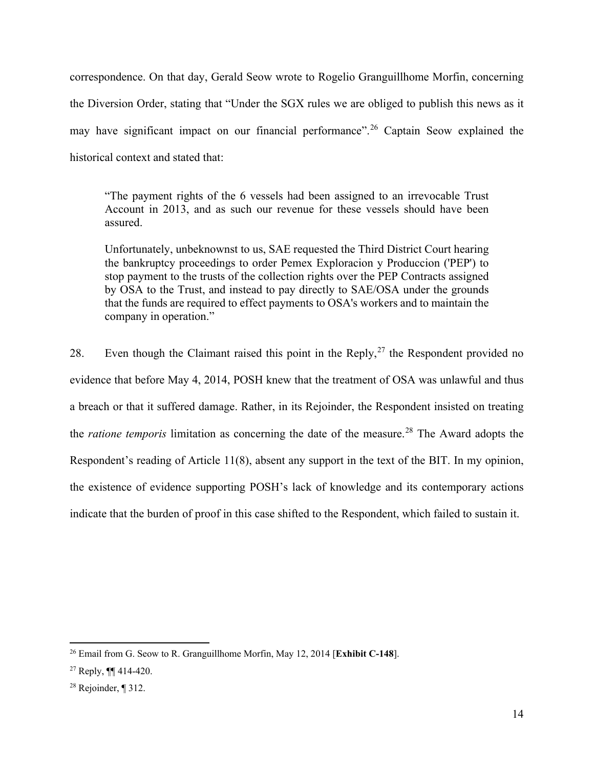correspondence. On that day, Gerald Seow wrote to Rogelio Granguillhome Morfin, concerning the Diversion Order, stating that "Under the SGX rules we are obliged to publish this news as it may have significant impact on our financial performance".[26] Captain Seow explained the historical context and stated that:

> "The payment rights of the 6 vessels had been assigned to an irrevocable Trust Account in 2013, and as such our revenue for these vessels should have been assured.
>
> Unfortunately, unbeknownst to us, SAE requested the Third District Court hearing the bankruptcy proceedings to order Pemex Exploracion y Produccion ('PEP') to stop payment to the trusts of the collection rights over the PEP Contracts assigned by OSA to the Trust, and instead to pay directly to SAE/OSA under the grounds that the funds are required to effect payments to OSA's workers and to maintain the company in operation."

28. Even though the Claimant raised this point in the Reply,[27] the Respondent provided no evidence that before May 4, 2014, POSH knew that the treatment of OSA was unlawful and thus a breach or that it suffered damage. Rather, in its Rejoinder, the Respondent insisted on treating the *ratione temporis* limitation as concerning the date of the measure.[28] The Award adopts the Respondent's reading of Article 11(8), absent any support in the text of the BIT. In my opinion, the existence of evidence supporting POSH's lack of knowledge and its contemporary actions indicate that the burden of proof in this case shifted to the Respondent, which failed to sustain it.

---

[26] Email from G. Seow to R. Granguillhome Morfin, May 12, 2014 [**Exhibit C-148**].

[27] Reply, ¶¶ 414-420.

[28] Rejoinder, ¶ 312.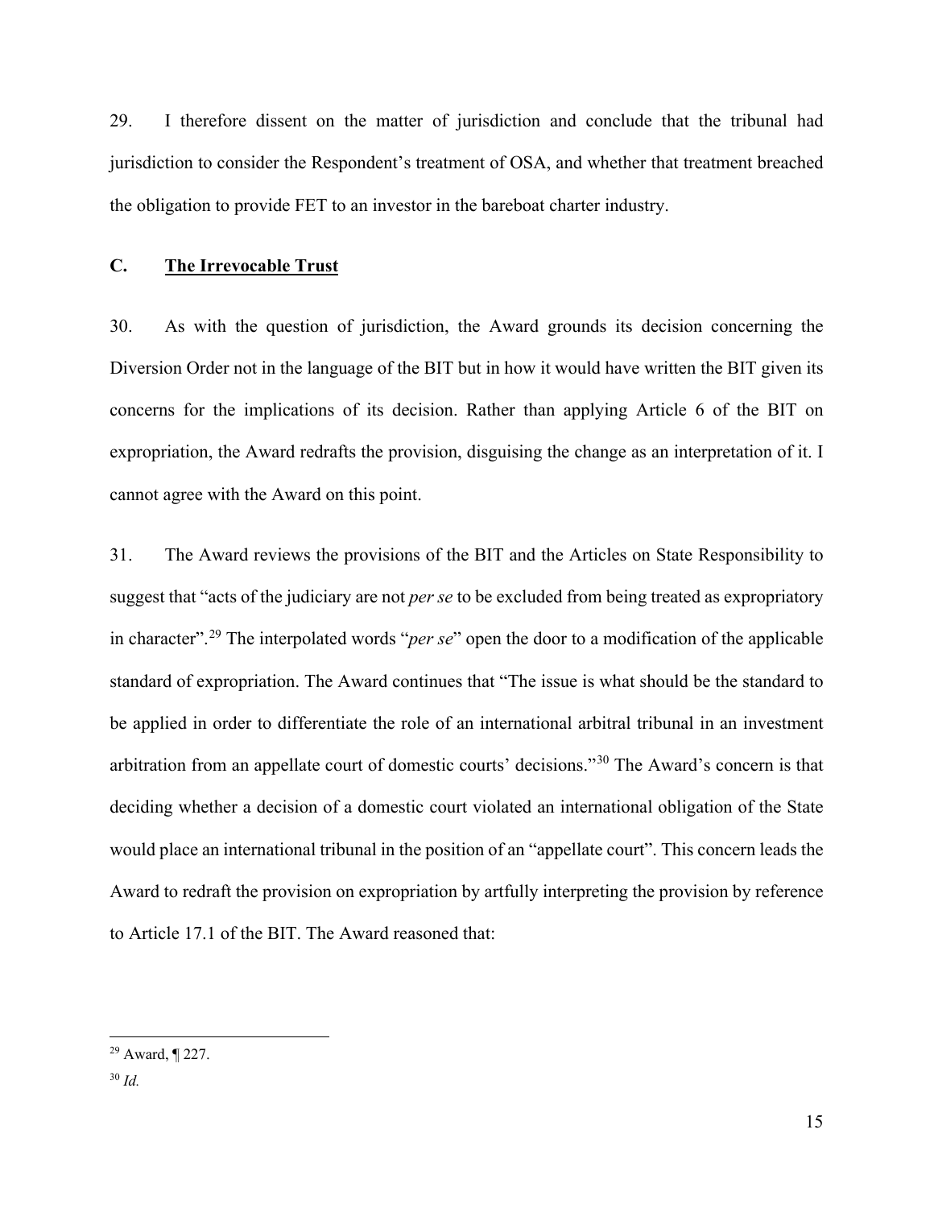29. I therefore dissent on the matter of jurisdiction and conclude that the tribunal had jurisdiction to consider the Respondent's treatment of OSA, and whether that treatment breached the obligation to provide FET to an investor in the bareboat charter industry.

## C. The Irrevocable Trust

30. As with the question of jurisdiction, the Award grounds its decision concerning the Diversion Order not in the language of the BIT but in how it would have written the BIT given its concerns for the implications of its decision. Rather than applying Article 6 of the BIT on expropriation, the Award redrafts the provision, disguising the change as an interpretation of it. I cannot agree with the Award on this point.

31. The Award reviews the provisions of the BIT and the Articles on State Responsibility to suggest that "acts of the judiciary are not *per se* to be excluded from being treated as expropriatory in character".[29] The interpolated words "*per se*" open the door to a modification of the applicable standard of expropriation. The Award continues that "The issue is what should be the standard to be applied in order to differentiate the role of an international arbitral tribunal in an investment arbitration from an appellate court of domestic courts' decisions."[30] The Award's concern is that deciding whether a decision of a domestic court violated an international obligation of the State would place an international tribunal in the position of an "appellate court". This concern leads the Award to redraft the provision on expropriation by artfully interpreting the provision by reference to Article 17.1 of the BIT. The Award reasoned that:

---

[29] Award, ¶ 227.

[30] *Id.*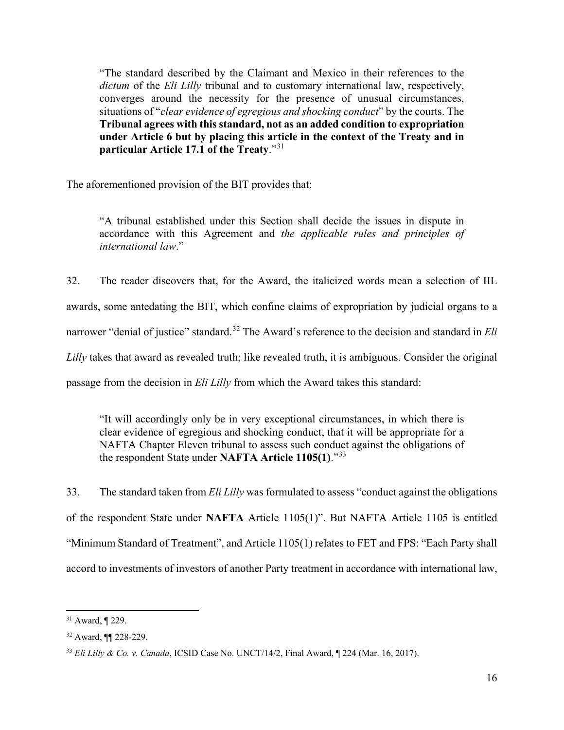> "The standard described by the Claimant and Mexico in their references to the *dictum* of the *Eli Lilly* tribunal and to customary international law, respectively, converges around the necessity for the presence of unusual circumstances, situations of "*clear evidence of egregious and shocking conduct*" by the courts. The **Tribunal agrees with this standard, not as an added condition to expropriation under Article 6 but by placing this article in the context of the Treaty and in particular Article 17.1 of the Treaty**."[31]

The aforementioned provision of the BIT provides that:

> "A tribunal established under this Section shall decide the issues in dispute in accordance with this Agreement and *the applicable rules and principles of international law*."

32. The reader discovers that, for the Award, the italicized words mean a selection of IIL awards, some antedating the BIT, which confine claims of expropriation by judicial organs to a narrower "denial of justice" standard.[32] The Award's reference to the decision and standard in *Eli Lilly* takes that award as revealed truth; like revealed truth, it is ambiguous. Consider the original passage from the decision in *Eli Lilly* from which the Award takes this standard:

> "It will accordingly only be in very exceptional circumstances, in which there is clear evidence of egregious and shocking conduct, that it will be appropriate for a NAFTA Chapter Eleven tribunal to assess such conduct against the obligations of the respondent State under **NAFTA Article 1105(1)**."[33]

33. The standard taken from *Eli Lilly* was formulated to assess "conduct against the obligations of the respondent State under **NAFTA** Article 1105(1)". But NAFTA Article 1105 is entitled "Minimum Standard of Treatment", and Article 1105(1) relates to FET and FPS: "Each Party shall accord to investments of investors of another Party treatment in accordance with international law,

---

[31] Award, ¶ 229.

[32] Award, ¶¶ 228-229.

[33] *Eli Lilly & Co. v. Canada*, ICSID Case No. UNCT/14/2, Final Award, ¶ 224 (Mar. 16, 2017).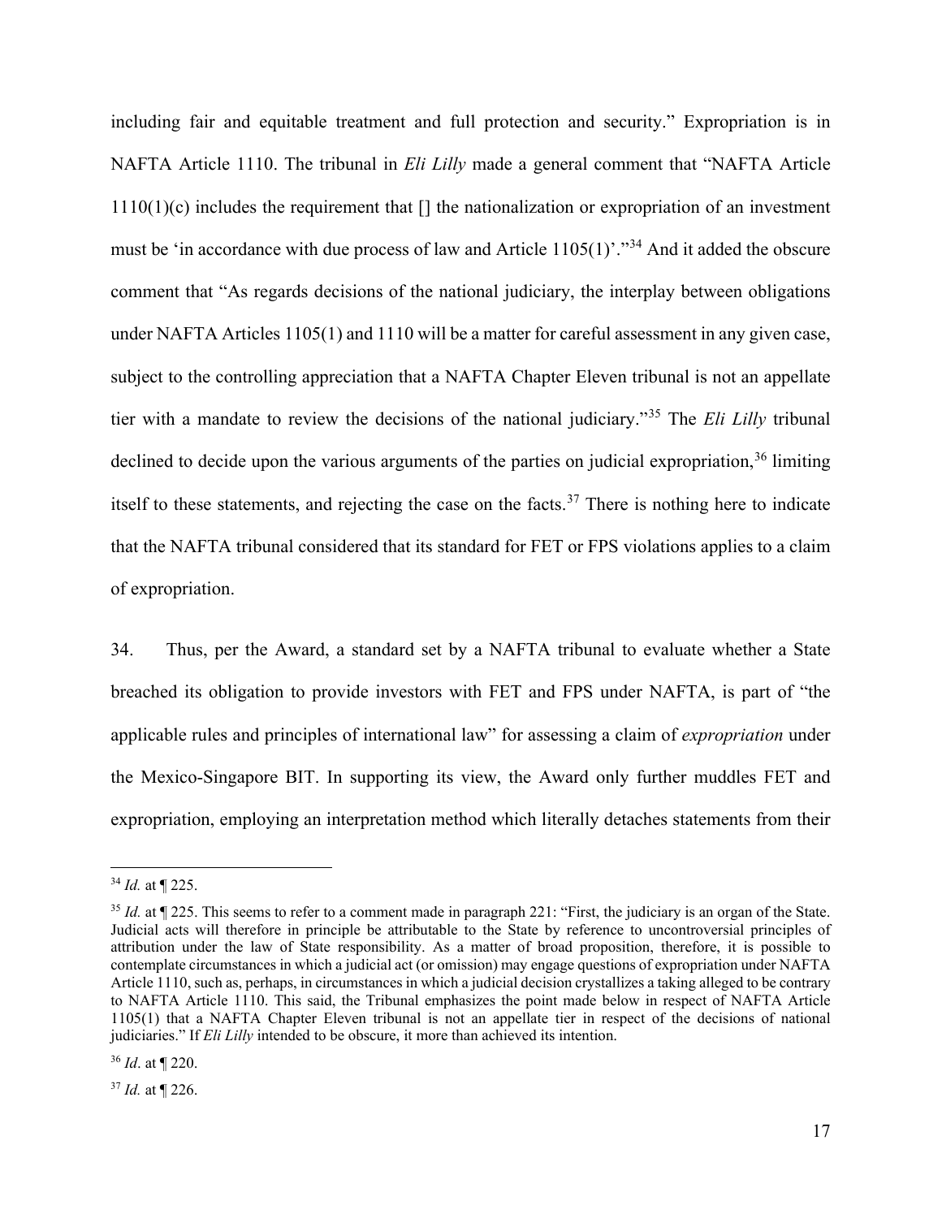including fair and equitable treatment and full protection and security." Expropriation is in NAFTA Article 1110. The tribunal in *Eli Lilly* made a general comment that "NAFTA Article 1110(1)(c) includes the requirement that [] the nationalization or expropriation of an investment must be 'in accordance with due process of law and Article 1105(1)'."[34] And it added the obscure comment that "As regards decisions of the national judiciary, the interplay between obligations under NAFTA Articles 1105(1) and 1110 will be a matter for careful assessment in any given case, subject to the controlling appreciation that a NAFTA Chapter Eleven tribunal is not an appellate tier with a mandate to review the decisions of the national judiciary."[35] The *Eli Lilly* tribunal declined to decide upon the various arguments of the parties on judicial expropriation,[36] limiting itself to these statements, and rejecting the case on the facts.[37] There is nothing here to indicate that the NAFTA tribunal considered that its standard for FET or FPS violations applies to a claim of expropriation.

34. Thus, per the Award, a standard set by a NAFTA tribunal to evaluate whether a State breached its obligation to provide investors with FET and FPS under NAFTA, is part of "the applicable rules and principles of international law" for assessing a claim of *expropriation* under the Mexico-Singapore BIT. In supporting its view, the Award only further muddles FET and expropriation, employing an interpretation method which literally detaches statements from their

---

[34] *Id.* at ¶ 225.

[35] *Id.* at ¶ 225. This seems to refer to a comment made in paragraph 221: "First, the judiciary is an organ of the State. Judicial acts will therefore in principle be attributable to the State by reference to uncontroversial principles of attribution under the law of State responsibility. As a matter of broad proposition, therefore, it is possible to contemplate circumstances in which a judicial act (or omission) may engage questions of expropriation under NAFTA Article 1110, such as, perhaps, in circumstances in which a judicial decision crystallizes a taking alleged to be contrary to NAFTA Article 1110. This said, the Tribunal emphasizes the point made below in respect of NAFTA Article 1105(1) that a NAFTA Chapter Eleven tribunal is not an appellate tier in respect of the decisions of national judiciaries." If *Eli Lilly* intended to be obscure, it more than achieved its intention.

[36] *Id*. at ¶ 220.

[37] *Id.* at ¶ 226.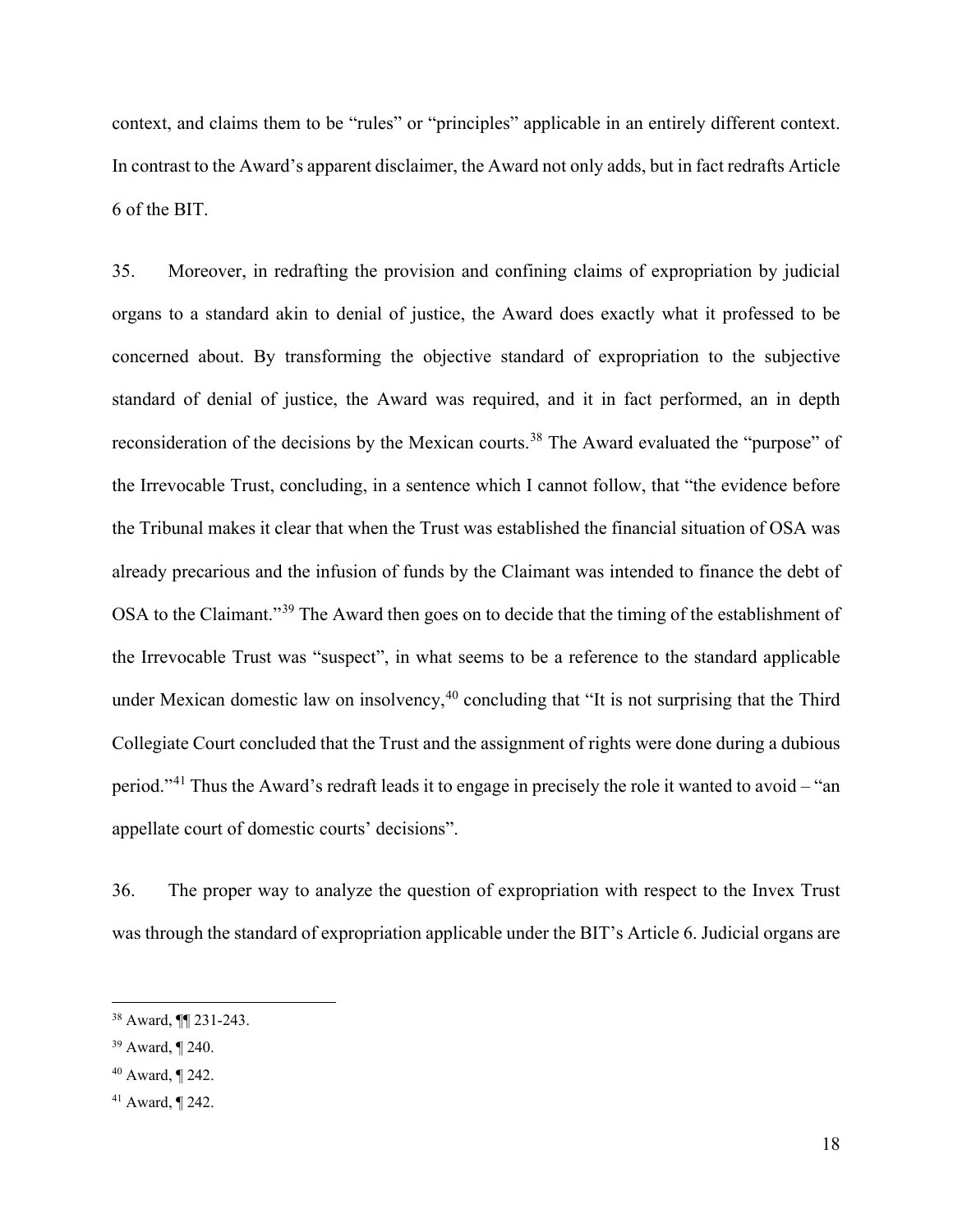context, and claims them to be "rules" or "principles" applicable in an entirely different context. In contrast to the Award's apparent disclaimer, the Award not only adds, but in fact redrafts Article 6 of the BIT.

35. Moreover, in redrafting the provision and confining claims of expropriation by judicial organs to a standard akin to denial of justice, the Award does exactly what it professed to be concerned about. By transforming the objective standard of expropriation to the subjective standard of denial of justice, the Award was required, and it in fact performed, an in depth reconsideration of the decisions by the Mexican courts.[38] The Award evaluated the "purpose" of the Irrevocable Trust, concluding, in a sentence which I cannot follow, that "the evidence before the Tribunal makes it clear that when the Trust was established the financial situation of OSA was already precarious and the infusion of funds by the Claimant was intended to finance the debt of OSA to the Claimant."[39] The Award then goes on to decide that the timing of the establishment of the Irrevocable Trust was "suspect", in what seems to be a reference to the standard applicable under Mexican domestic law on insolvency,[40] concluding that "It is not surprising that the Third Collegiate Court concluded that the Trust and the assignment of rights were done during a dubious period."[41] Thus the Award's redraft leads it to engage in precisely the role it wanted to avoid – "an appellate court of domestic courts' decisions".

36. The proper way to analyze the question of expropriation with respect to the Invex Trust was through the standard of expropriation applicable under the BIT's Article 6. Judicial organs are

[38] Award, ¶¶ 231-243.

[39] Award, ¶ 240.

[40] Award, ¶ 242.

[41] Award, ¶ 242.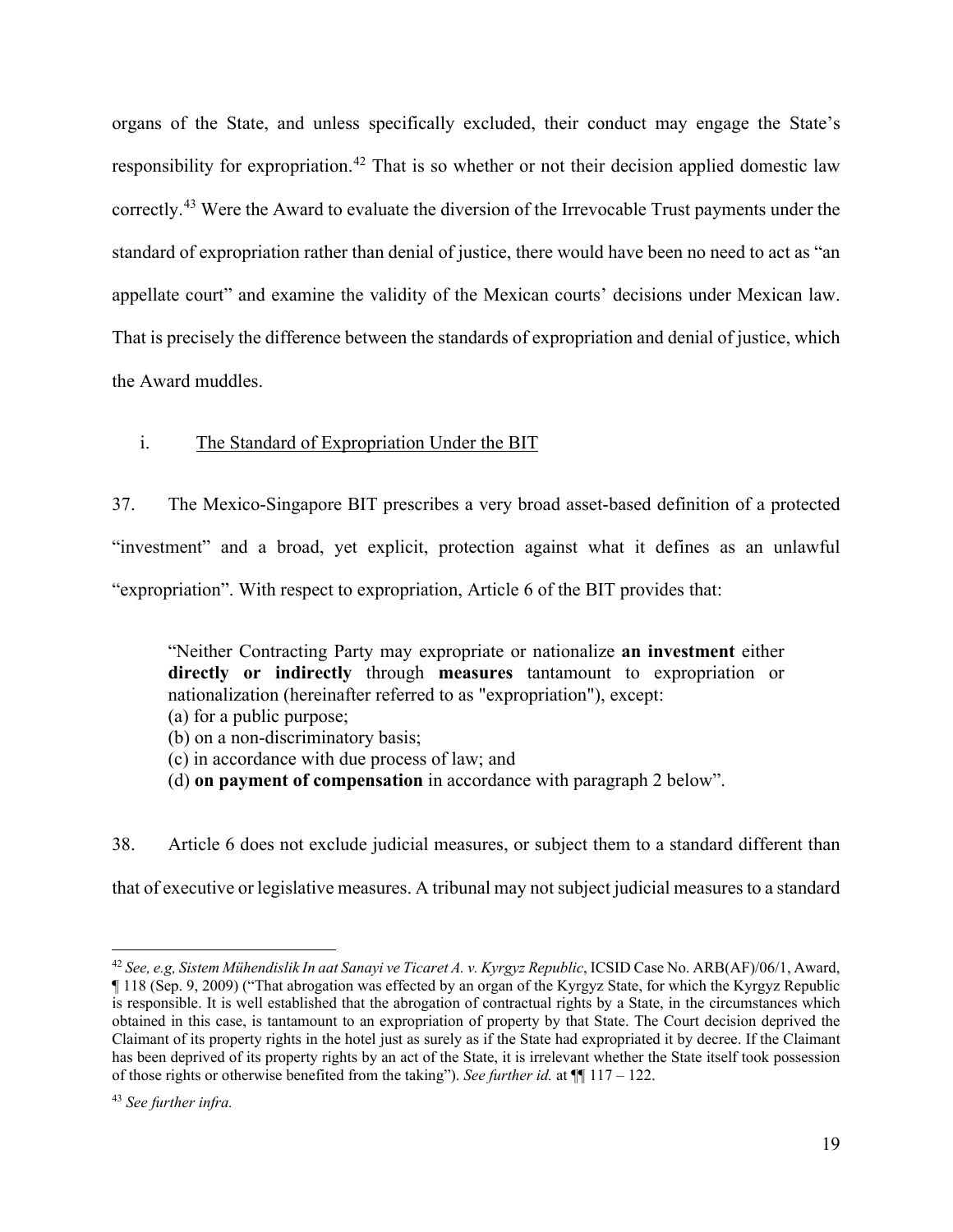organs of the State, and unless specifically excluded, their conduct may engage the State's responsibility for expropriation.[42] That is so whether or not their decision applied domestic law correctly.[43] Were the Award to evaluate the diversion of the Irrevocable Trust payments under the standard of expropriation rather than denial of justice, there would have been no need to act as "an appellate court" and examine the validity of the Mexican courts' decisions under Mexican law. That is precisely the difference between the standards of expropriation and denial of justice, which the Award muddles.

i. <u>The Standard of Expropriation Under the BIT</u>

37. The Mexico-Singapore BIT prescribes a very broad asset-based definition of a protected "investment" and a broad, yet explicit, protection against what it defines as an unlawful "expropriation". With respect to expropriation, Article 6 of the BIT provides that:

> "Neither Contracting Party may expropriate or nationalize **an investment** either **directly or indirectly** through **measures** tantamount to expropriation or nationalization (hereinafter referred to as "expropriation"), except:
> (a) for a public purpose;
> (b) on a non-discriminatory basis;
> (c) in accordance with due process of law; and
> (d) **on payment of compensation** in accordance with paragraph 2 below".

38. Article 6 does not exclude judicial measures, or subject them to a standard different than that of executive or legislative measures. A tribunal may not subject judicial measures to a standard

---

[42] *See, e.g, Sistem Mühendislik In aat Sanayi ve Ticaret A. v. Kyrgyz Republic*, ICSID Case No. ARB(AF)/06/1, Award, ¶ 118 (Sep. 9, 2009) ("That abrogation was effected by an organ of the Kyrgyz State, for which the Kyrgyz Republic is responsible. It is well established that the abrogation of contractual rights by a State, in the circumstances which obtained in this case, is tantamount to an expropriation of property by that State. The Court decision deprived the Claimant of its property rights in the hotel just as surely as if the State had expropriated it by decree. If the Claimant has been deprived of its property rights by an act of the State, it is irrelevant whether the State itself took possession of those rights or otherwise benefited from the taking"). *See further id.* at ¶¶ 117 – 122.

[43] *See further infra.*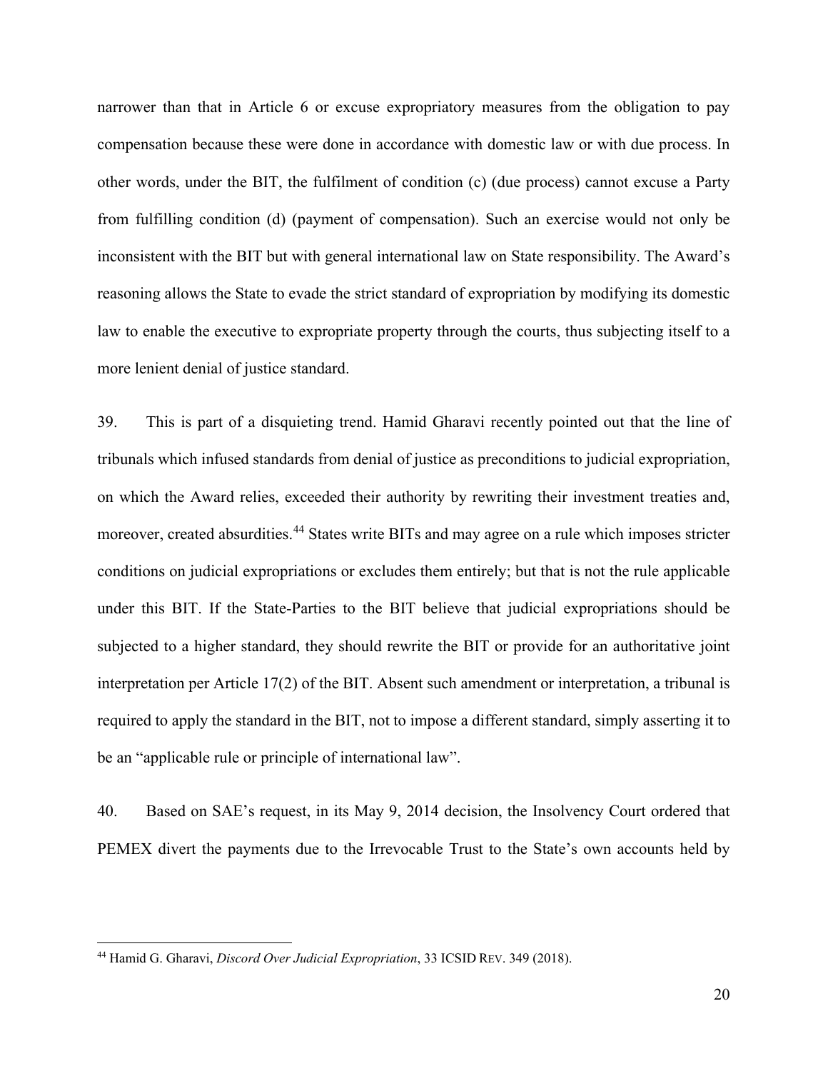narrower than that in Article 6 or excuse expropriatory measures from the obligation to pay compensation because these were done in accordance with domestic law or with due process. In other words, under the BIT, the fulfilment of condition (c) (due process) cannot excuse a Party from fulfilling condition (d) (payment of compensation). Such an exercise would not only be inconsistent with the BIT but with general international law on State responsibility. The Award's reasoning allows the State to evade the strict standard of expropriation by modifying its domestic law to enable the executive to expropriate property through the courts, thus subjecting itself to a more lenient denial of justice standard.

39. This is part of a disquieting trend. Hamid Gharavi recently pointed out that the line of tribunals which infused standards from denial of justice as preconditions to judicial expropriation, on which the Award relies, exceeded their authority by rewriting their investment treaties and, moreover, created absurdities.[44] States write BITs and may agree on a rule which imposes stricter conditions on judicial expropriations or excludes them entirely; but that is not the rule applicable under this BIT. If the State-Parties to the BIT believe that judicial expropriations should be subjected to a higher standard, they should rewrite the BIT or provide for an authoritative joint interpretation per Article 17(2) of the BIT. Absent such amendment or interpretation, a tribunal is required to apply the standard in the BIT, not to impose a different standard, simply asserting it to be an "applicable rule or principle of international law".

40. Based on SAE's request, in its May 9, 2014 decision, the Insolvency Court ordered that PEMEX divert the payments due to the Irrevocable Trust to the State's own accounts held by

[44] Hamid G. Gharavi, *Discord Over Judicial Expropriation*, 33 ICSID REV. 349 (2018).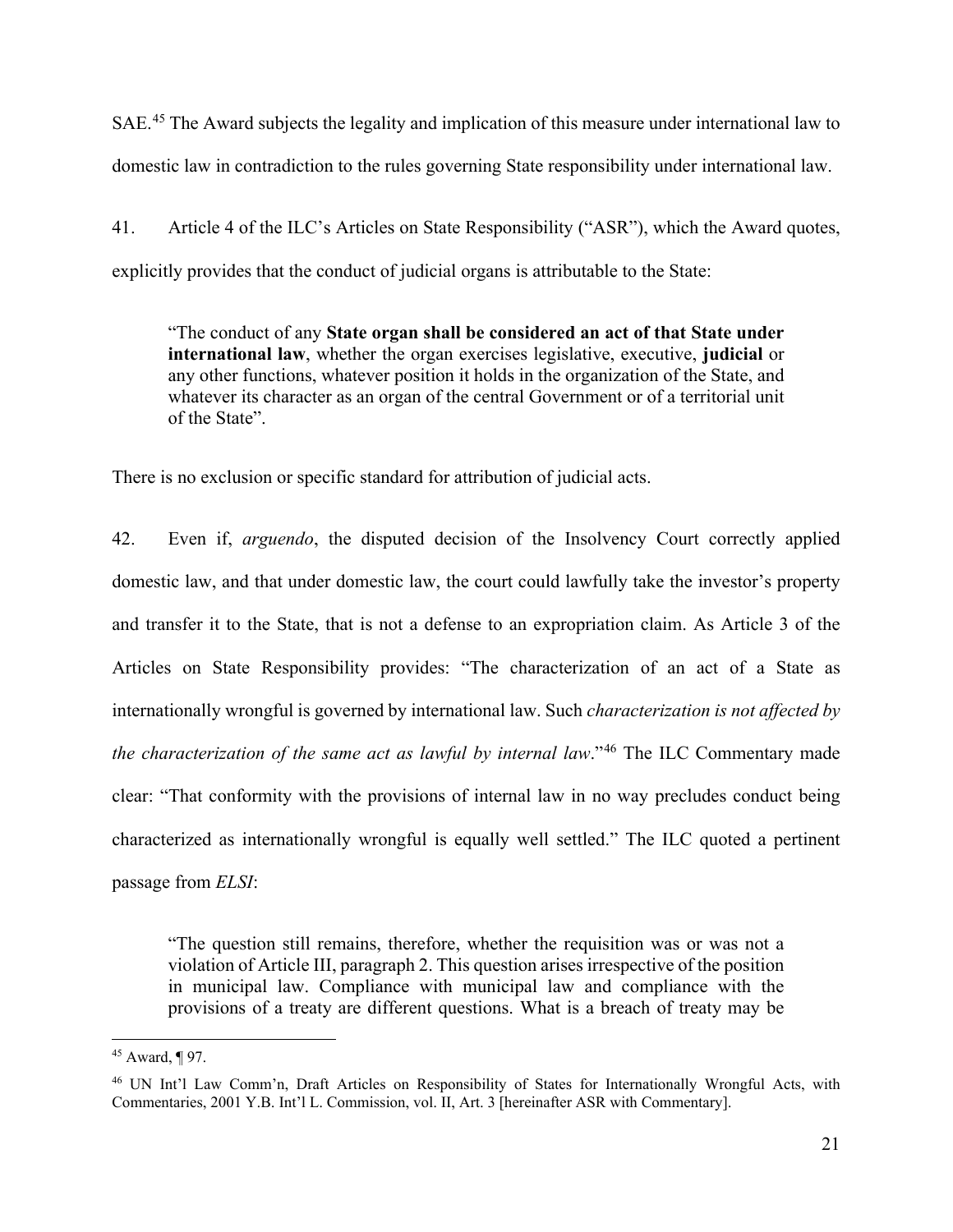SAE.[45] The Award subjects the legality and implication of this measure under international law to domestic law in contradiction to the rules governing State responsibility under international law.

41. Article 4 of the ILC's Articles on State Responsibility ("ASR"), which the Award quotes, explicitly provides that the conduct of judicial organs is attributable to the State:

> "The conduct of any **State organ shall be considered an act of that State under international law**, whether the organ exercises legislative, executive, **judicial** or any other functions, whatever position it holds in the organization of the State, and whatever its character as an organ of the central Government or of a territorial unit of the State".

There is no exclusion or specific standard for attribution of judicial acts.

42. Even if, *arguendo*, the disputed decision of the Insolvency Court correctly applied domestic law, and that under domestic law, the court could lawfully take the investor's property and transfer it to the State, that is not a defense to an expropriation claim. As Article 3 of the Articles on State Responsibility provides: "The characterization of an act of a State as internationally wrongful is governed by international law. Such *characterization is not affected by the characterization of the same act as lawful by internal law*."[46] The ILC Commentary made clear: "That conformity with the provisions of internal law in no way precludes conduct being characterized as internationally wrongful is equally well settled." The ILC quoted a pertinent passage from *ELSI*:

> "The question still remains, therefore, whether the requisition was or was not a violation of Article III, paragraph 2. This question arises irrespective of the position in municipal law. Compliance with municipal law and compliance with the provisions of a treaty are different questions. What is a breach of treaty may be

---

[45] Award, ¶ 97.

[46] UN Int'l Law Comm'n, Draft Articles on Responsibility of States for Internationally Wrongful Acts, with Commentaries, 2001 Y.B. Int'l L. Commission, vol. II, Art. 3 [hereinafter ASR with Commentary].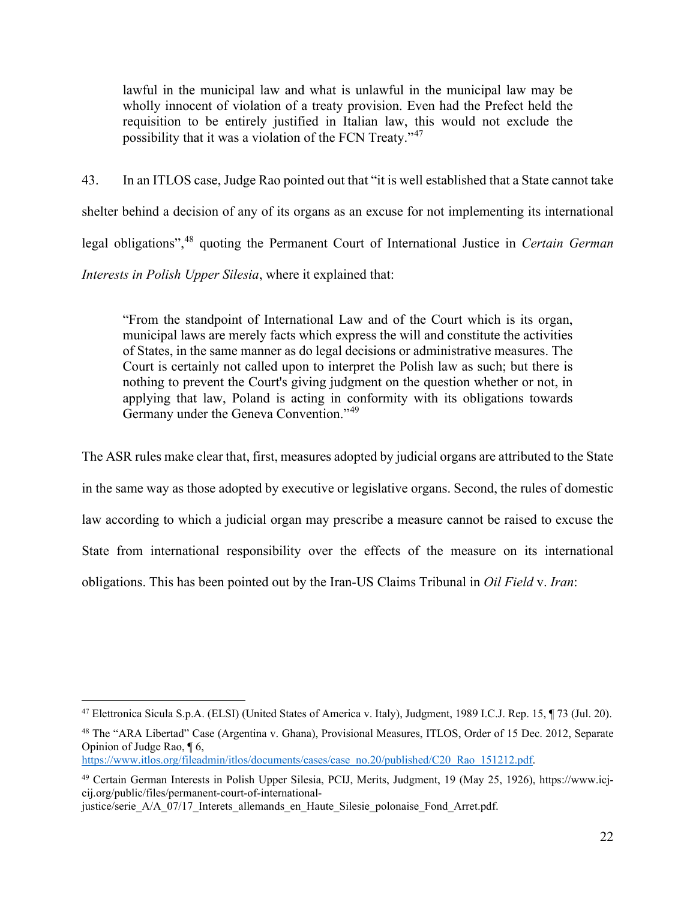> lawful in the municipal law and what is unlawful in the municipal law may be wholly innocent of violation of a treaty provision. Even had the Prefect held the requisition to be entirely justified in Italian law, this would not exclude the possibility that it was a violation of the FCN Treaty."[47]

43. In an ITLOS case, Judge Rao pointed out that "it is well established that a State cannot take shelter behind a decision of any of its organs as an excuse for not implementing its international legal obligations",[48] quoting the Permanent Court of International Justice in *Certain German Interests in Polish Upper Silesia*, where it explained that:

> "From the standpoint of International Law and of the Court which is its organ, municipal laws are merely facts which express the will and constitute the activities of States, in the same manner as do legal decisions or administrative measures. The Court is certainly not called upon to interpret the Polish law as such; but there is nothing to prevent the Court's giving judgment on the question whether or not, in applying that law, Poland is acting in conformity with its obligations towards Germany under the Geneva Convention."[49]

The ASR rules make clear that, first, measures adopted by judicial organs are attributed to the State in the same way as those adopted by executive or legislative organs. Second, the rules of domestic law according to which a judicial organ may prescribe a measure cannot be raised to excuse the State from international responsibility over the effects of the measure on its international obligations. This has been pointed out by the Iran-US Claims Tribunal in *Oil Field* v. *Iran*:

---

[47] Elettronica Sicula S.p.A. (ELSI) (United States of America v. Italy), Judgment, 1989 I.C.J. Rep. 15, ¶ 73 (Jul. 20).

[48] The "ARA Libertad" Case (Argentina v. Ghana), Provisional Measures, ITLOS, Order of 15 Dec. 2012, Separate Opinion of Judge Rao, ¶ 6, https://www.itlos.org/fileadmin/itlos/documents/cases/case_no.20/published/C20_Rao_151212.pdf.

[49] Certain German Interests in Polish Upper Silesia, PCIJ, Merits, Judgment, 19 (May 25, 1926), https://www.icj-cij.org/public/files/permanent-court-of-international-justice/serie_A/A_07/17_Interets_allemands_en_Haute_Silesie_polonaise_Fond_Arret.pdf.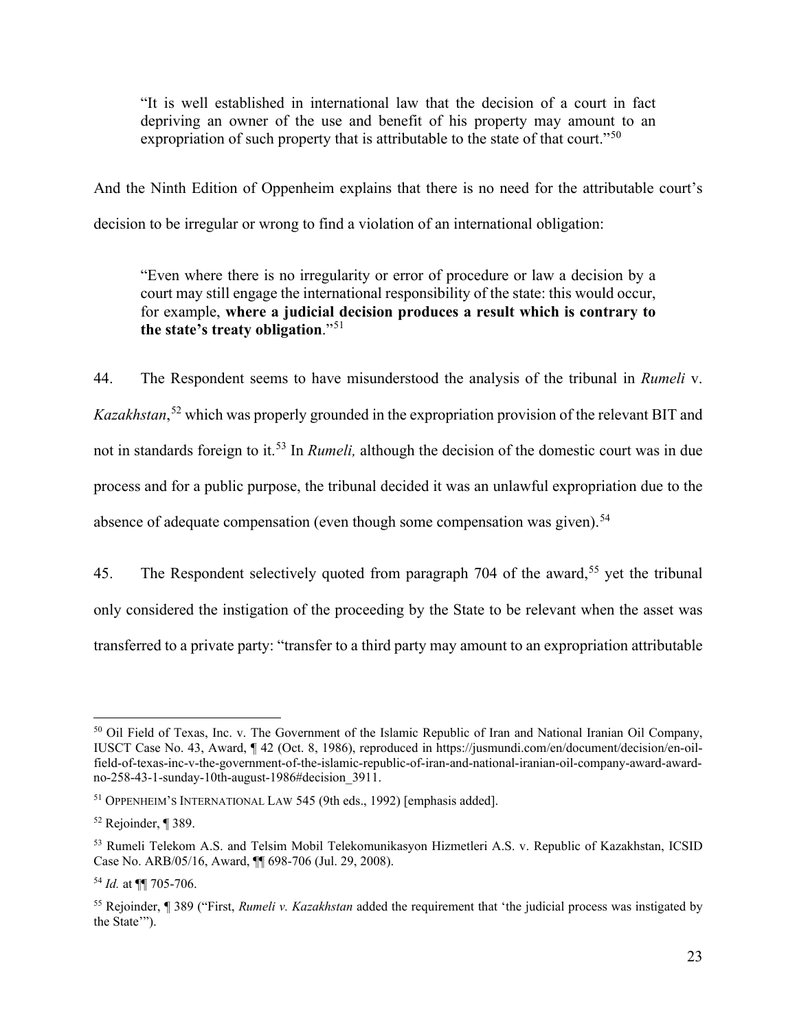> "It is well established in international law that the decision of a court in fact depriving an owner of the use and benefit of his property may amount to an expropriation of such property that is attributable to the state of that court."[50]

And the Ninth Edition of Oppenheim explains that there is no need for the attributable court's decision to be irregular or wrong to find a violation of an international obligation:

> "Even where there is no irregularity or error of procedure or law a decision by a court may still engage the international responsibility of the state: this would occur, for example, **where a judicial decision produces a result which is contrary to the state's treaty obligation**."[51]

44. The Respondent seems to have misunderstood the analysis of the tribunal in *Rumeli* v. *Kazakhstan*,[52] which was properly grounded in the expropriation provision of the relevant BIT and not in standards foreign to it.[53] In *Rumeli,* although the decision of the domestic court was in due process and for a public purpose, the tribunal decided it was an unlawful expropriation due to the absence of adequate compensation (even though some compensation was given).[54]

45. The Respondent selectively quoted from paragraph 704 of the award,[55] yet the tribunal only considered the instigation of the proceeding by the State to be relevant when the asset was transferred to a private party: "transfer to a third party may amount to an expropriation attributable

---

[50] Oil Field of Texas, Inc. v. The Government of the Islamic Republic of Iran and National Iranian Oil Company, IUSCT Case No. 43, Award, ¶ 42 (Oct. 8, 1986), reproduced in https://jusmundi.com/en/document/decision/en-oil-field-of-texas-inc-v-the-government-of-the-islamic-republic-of-iran-and-national-iranian-oil-company-award-award-no-258-43-1-sunday-10th-august-1986#decision_3911.

[51] OPPENHEIM'S INTERNATIONAL LAW 545 (9th eds., 1992) [emphasis added].

[52] Rejoinder, ¶ 389.

[53] Rumeli Telekom A.S. and Telsim Mobil Telekomunikasyon Hizmetleri A.S. v. Republic of Kazakhstan, ICSID Case No. ARB/05/16, Award, ¶¶ 698-706 (Jul. 29, 2008).

[54] *Id.* at ¶¶ 705-706.

[55] Rejoinder, ¶ 389 ("First, *Rumeli v. Kazakhstan* added the requirement that 'the judicial process was instigated by the State'").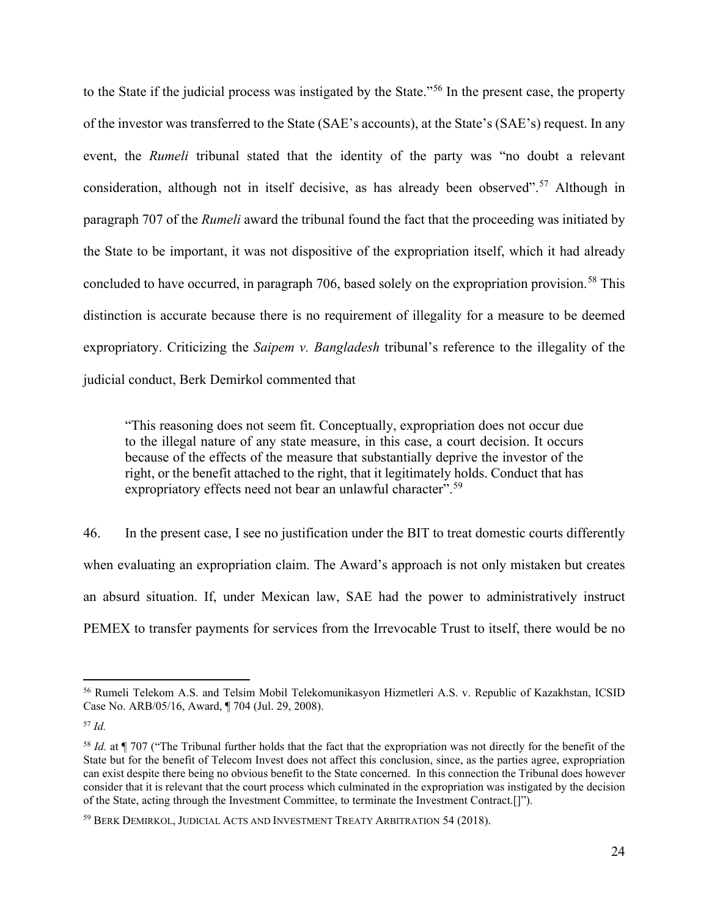to the State if the judicial process was instigated by the State."[56] In the present case, the property of the investor was transferred to the State (SAE's accounts), at the State's (SAE's) request. In any event, the *Rumeli* tribunal stated that the identity of the party was "no doubt a relevant consideration, although not in itself decisive, as has already been observed".[57] Although in paragraph 707 of the *Rumeli* award the tribunal found the fact that the proceeding was initiated by the State to be important, it was not dispositive of the expropriation itself, which it had already concluded to have occurred, in paragraph 706, based solely on the expropriation provision.[58] This distinction is accurate because there is no requirement of illegality for a measure to be deemed expropriatory. Criticizing the *Saipem v. Bangladesh* tribunal's reference to the illegality of the judicial conduct, Berk Demirkol commented that

> "This reasoning does not seem fit. Conceptually, expropriation does not occur due to the illegal nature of any state measure, in this case, a court decision. It occurs because of the effects of the measure that substantially deprive the investor of the right, or the benefit attached to the right, that it legitimately holds. Conduct that has expropriatory effects need not bear an unlawful character".[59]

46. In the present case, I see no justification under the BIT to treat domestic courts differently when evaluating an expropriation claim. The Award's approach is not only mistaken but creates an absurd situation. If, under Mexican law, SAE had the power to administratively instruct PEMEX to transfer payments for services from the Irrevocable Trust to itself, there would be no

---

[56] Rumeli Telekom A.S. and Telsim Mobil Telekomunikasyon Hizmetleri A.S. v. Republic of Kazakhstan, ICSID Case No. ARB/05/16, Award, ¶ 704 (Jul. 29, 2008).

[57] *Id.*

[58] *Id.* at ¶ 707 ("The Tribunal further holds that the fact that the expropriation was not directly for the benefit of the State but for the benefit of Telecom Invest does not affect this conclusion, since, as the parties agree, expropriation can exist despite there being no obvious benefit to the State concerned. In this connection the Tribunal does however consider that it is relevant that the court process which culminated in the expropriation was instigated by the decision of the State, acting through the Investment Committee, to terminate the Investment Contract.[]").

[59] BERK DEMIRKOL, JUDICIAL ACTS AND INVESTMENT TREATY ARBITRATION 54 (2018).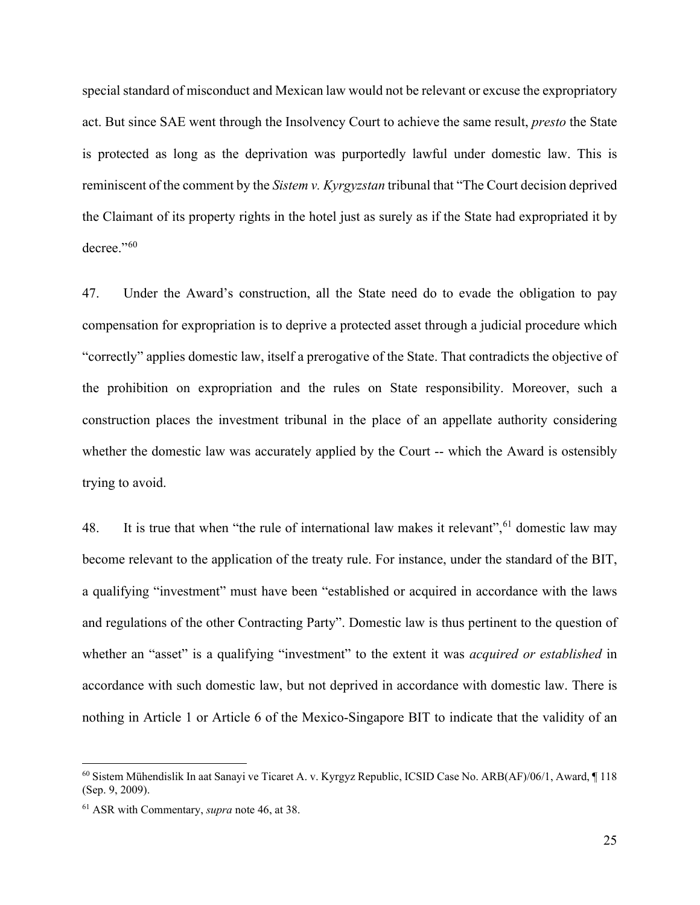special standard of misconduct and Mexican law would not be relevant or excuse the expropriatory act. But since SAE went through the Insolvency Court to achieve the same result, *presto* the State is protected as long as the deprivation was purportedly lawful under domestic law. This is reminiscent of the comment by the *Sistem v. Kyrgyzstan* tribunal that "The Court decision deprived the Claimant of its property rights in the hotel just as surely as if the State had expropriated it by decree."[60]

47. Under the Award's construction, all the State need do to evade the obligation to pay compensation for expropriation is to deprive a protected asset through a judicial procedure which "correctly" applies domestic law, itself a prerogative of the State. That contradicts the objective of the prohibition on expropriation and the rules on State responsibility. Moreover, such a construction places the investment tribunal in the place of an appellate authority considering whether the domestic law was accurately applied by the Court -- which the Award is ostensibly trying to avoid.

48. It is true that when "the rule of international law makes it relevant",[61] domestic law may become relevant to the application of the treaty rule. For instance, under the standard of the BIT, a qualifying "investment" must have been "established or acquired in accordance with the laws and regulations of the other Contracting Party". Domestic law is thus pertinent to the question of whether an "asset" is a qualifying "investment" to the extent it was *acquired or established* in accordance with such domestic law, but not deprived in accordance with domestic law. There is nothing in Article 1 or Article 6 of the Mexico-Singapore BIT to indicate that the validity of an

---

[60] Sistem Mühendislik In aat Sanayi ve Ticaret A. v. Kyrgyz Republic, ICSID Case No. ARB(AF)/06/1, Award, ¶ 118 (Sep. 9, 2009).

[61] ASR with Commentary, *supra* note 46, at 38.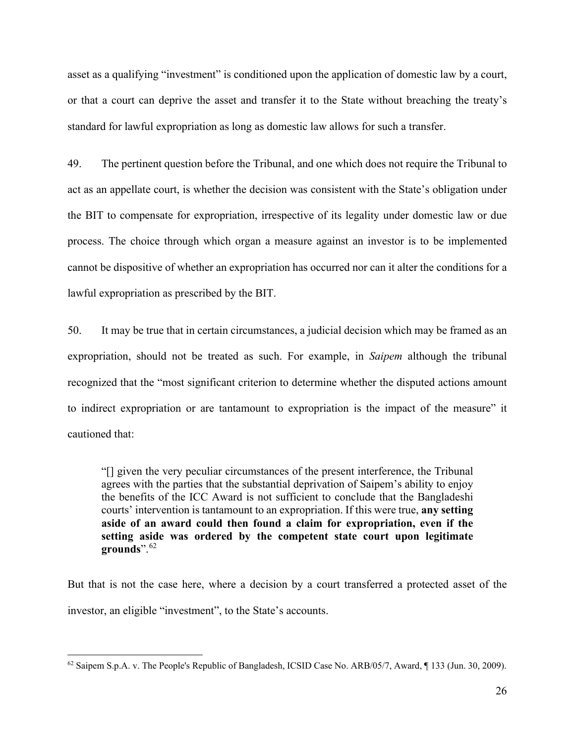asset as a qualifying "investment" is conditioned upon the application of domestic law by a court, or that a court can deprive the asset and transfer it to the State without breaching the treaty's standard for lawful expropriation as long as domestic law allows for such a transfer.

49. The pertinent question before the Tribunal, and one which does not require the Tribunal to act as an appellate court, is whether the decision was consistent with the State's obligation under the BIT to compensate for expropriation, irrespective of its legality under domestic law or due process. The choice through which organ a measure against an investor is to be implemented cannot be dispositive of whether an expropriation has occurred nor can it alter the conditions for a lawful expropriation as prescribed by the BIT.

50. It may be true that in certain circumstances, a judicial decision which may be framed as an expropriation, should not be treated as such. For example, in *Saipem* although the tribunal recognized that the "most significant criterion to determine whether the disputed actions amount to indirect expropriation or are tantamount to expropriation is the impact of the measure" it cautioned that:

> "[] given the very peculiar circumstances of the present interference, the Tribunal agrees with the parties that the substantial deprivation of Saipem's ability to enjoy the benefits of the ICC Award is not sufficient to conclude that the Bangladeshi courts' intervention is tantamount to an expropriation. If this were true, **any setting aside of an award could then found a claim for expropriation, even if the setting aside was ordered by the competent state court upon legitimate grounds**".[62]

But that is not the case here, where a decision by a court transferred a protected asset of the investor, an eligible "investment", to the State's accounts.

---

[62] Saipem S.p.A. v. The People's Republic of Bangladesh, ICSID Case No. ARB/05/7, Award, ¶ 133 (Jun. 30, 2009).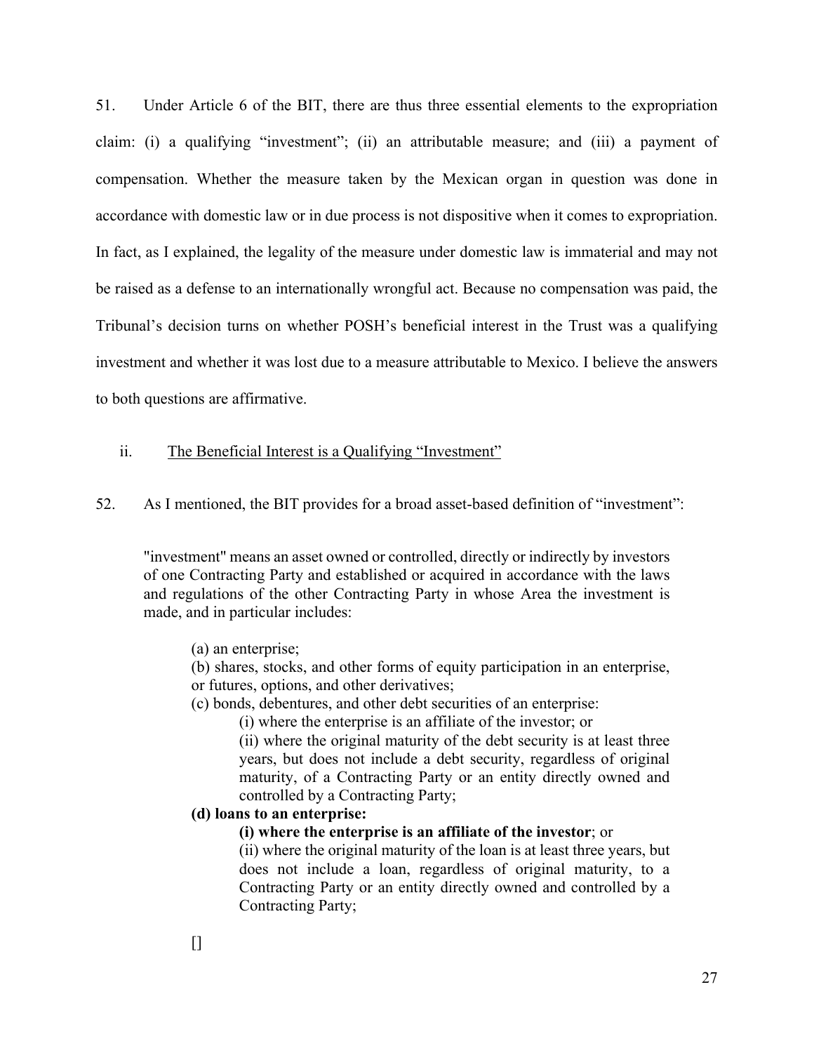51. Under Article 6 of the BIT, there are thus three essential elements to the expropriation claim: (i) a qualifying "investment"; (ii) an attributable measure; and (iii) a payment of compensation. Whether the measure taken by the Mexican organ in question was done in accordance with domestic law or in due process is not dispositive when it comes to expropriation. In fact, as I explained, the legality of the measure under domestic law is immaterial and may not be raised as a defense to an internationally wrongful act. Because no compensation was paid, the Tribunal's decision turns on whether POSH's beneficial interest in the Trust was a qualifying investment and whether it was lost due to a measure attributable to Mexico. I believe the answers to both questions are affirmative.

ii. The Beneficial Interest is a Qualifying "Investment"

52. As I mentioned, the BIT provides for a broad asset-based definition of "investment":

> "investment" means an asset owned or controlled, directly or indirectly by investors of one Contracting Party and established or acquired in accordance with the laws and regulations of the other Contracting Party in whose Area the investment is made, and in particular includes:
>
> (a) an enterprise;
>
> (b) shares, stocks, and other forms of equity participation in an enterprise, or futures, options, and other derivatives;
>
> (c) bonds, debentures, and other debt securities of an enterprise:
>
> (i) where the enterprise is an affiliate of the investor; or
>
> (ii) where the original maturity of the debt security is at least three years, but does not include a debt security, regardless of original maturity, of a Contracting Party or an entity directly owned and controlled by a Contracting Party;
>
> **(d) loans to an enterprise:**
>
> **(i) where the enterprise is an affiliate of the investor**; or
>
> (ii) where the original maturity of the loan is at least three years, but does not include a loan, regardless of original maturity, to a Contracting Party or an entity directly owned and controlled by a Contracting Party;
>
> []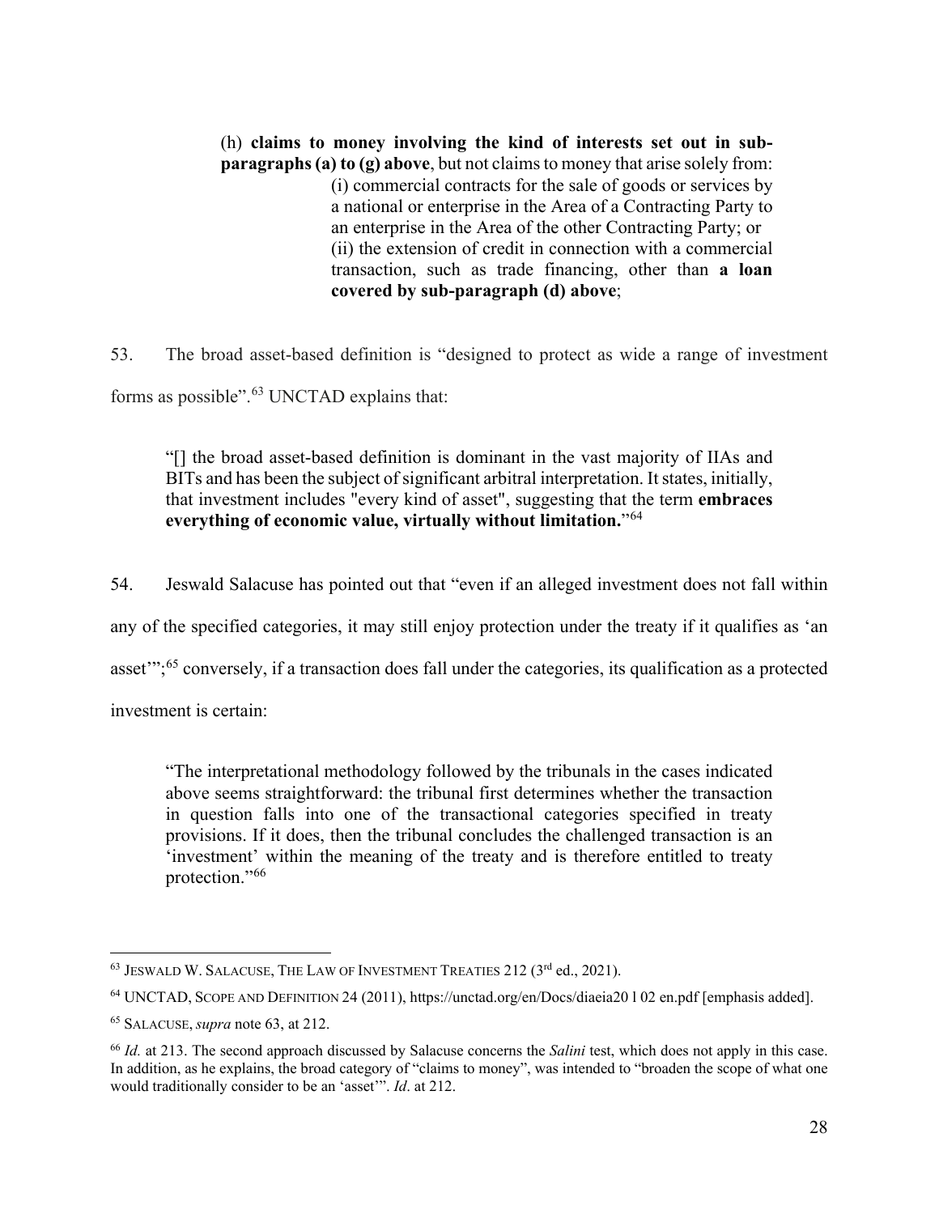> (h) **claims to money involving the kind of interests set out in sub-paragraphs (a) to (g) above**, but not claims to money that arise solely from:
>
> > (i) commercial contracts for the sale of goods or services by a national or enterprise in the Area of a Contracting Party to an enterprise in the Area of the other Contracting Party; or
> >
> > (ii) the extension of credit in connection with a commercial transaction, such as trade financing, other than **a loan covered by sub-paragraph (d) above**;

53. The broad asset-based definition is "designed to protect as wide a range of investment forms as possible".[63] UNCTAD explains that:

> "[] the broad asset-based definition is dominant in the vast majority of IIAs and BITs and has been the subject of significant arbitral interpretation. It states, initially, that investment includes "every kind of asset", suggesting that the term **embraces everything of economic value, virtually without limitation.**"[64]

54. Jeswald Salacuse has pointed out that "even if an alleged investment does not fall within any of the specified categories, it may still enjoy protection under the treaty if it qualifies as 'an asset'";[65] conversely, if a transaction does fall under the categories, its qualification as a protected investment is certain:

> "The interpretational methodology followed by the tribunals in the cases indicated above seems straightforward: the tribunal first determines whether the transaction in question falls into one of the transactional categories specified in treaty provisions. If it does, then the tribunal concludes the challenged transaction is an 'investment' within the meaning of the treaty and is therefore entitled to treaty protection."[66]

---

[63] JESWALD W. SALACUSE, THE LAW OF INVESTMENT TREATIES 212 (3rd ed., 2021).

[64] UNCTAD, SCOPE AND DEFINITION 24 (2011), https://unctad.org/en/Docs/diaeia20 l 02 en.pdf [emphasis added].

[65] SALACUSE, *supra* note 63, at 212.

[66] *Id.* at 213. The second approach discussed by Salacuse concerns the *Salini* test, which does not apply in this case. In addition, as he explains, the broad category of "claims to money", was intended to "broaden the scope of what one would traditionally consider to be an 'asset'". *Id*. at 212.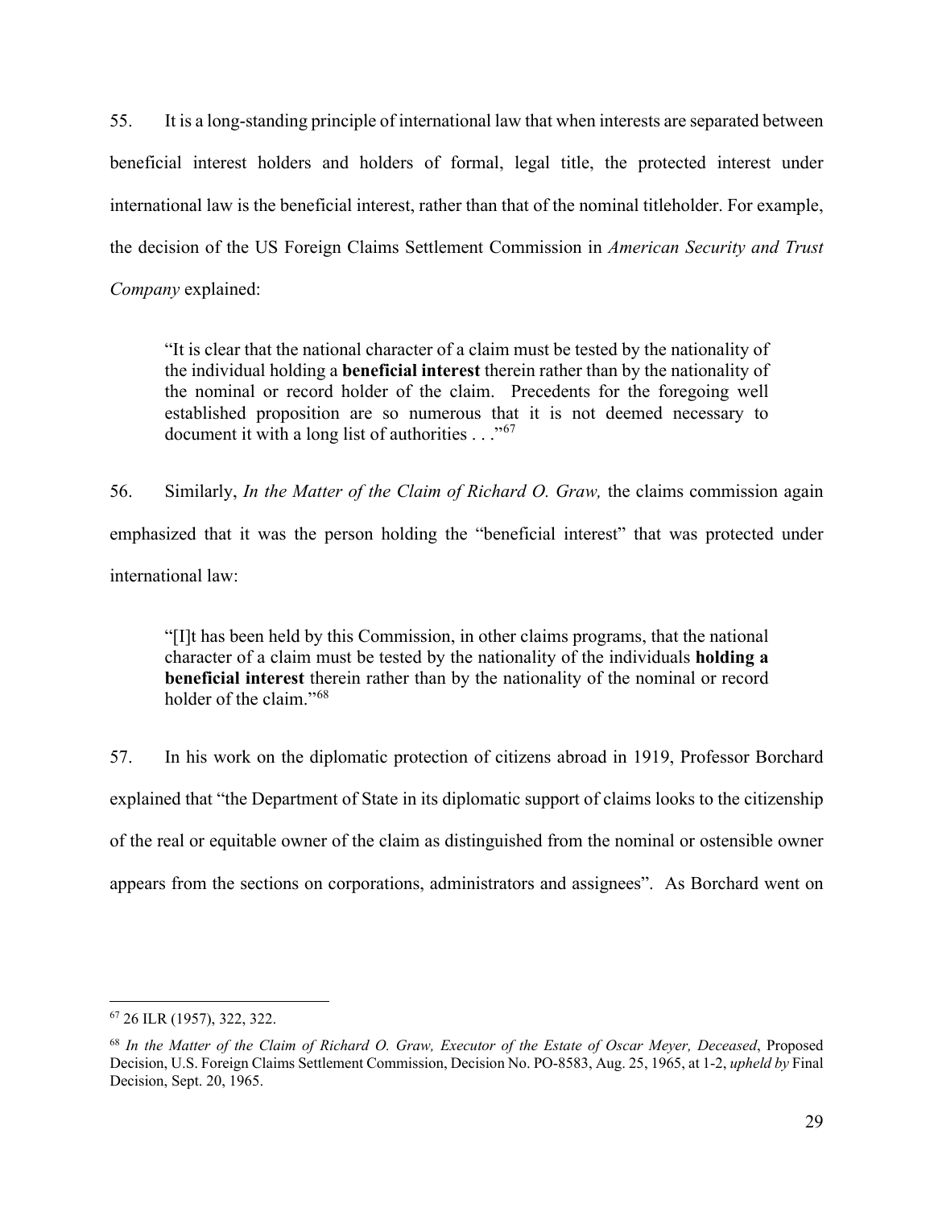55. It is a long-standing principle of international law that when interests are separated between beneficial interest holders and holders of formal, legal title, the protected interest under international law is the beneficial interest, rather than that of the nominal titleholder. For example, the decision of the US Foreign Claims Settlement Commission in *American Security and Trust Company* explained:

> "It is clear that the national character of a claim must be tested by the nationality of the individual holding a **beneficial interest** therein rather than by the nationality of the nominal or record holder of the claim. Precedents for the foregoing well established proposition are so numerous that it is not deemed necessary to document it with a long list of authorities . . ."[67]

56. Similarly, *In the Matter of the Claim of Richard O. Graw,* the claims commission again emphasized that it was the person holding the "beneficial interest" that was protected under international law:

> "[I]t has been held by this Commission, in other claims programs, that the national character of a claim must be tested by the nationality of the individuals **holding a beneficial interest** therein rather than by the nationality of the nominal or record holder of the claim."[68]

57. In his work on the diplomatic protection of citizens abroad in 1919, Professor Borchard explained that "the Department of State in its diplomatic support of claims looks to the citizenship of the real or equitable owner of the claim as distinguished from the nominal or ostensible owner appears from the sections on corporations, administrators and assignees". As Borchard went on

---

[67] 26 ILR (1957), 322, 322.

[68] *In the Matter of the Claim of Richard O. Graw, Executor of the Estate of Oscar Meyer, Deceased*, Proposed Decision, U.S. Foreign Claims Settlement Commission, Decision No. PO-8583, Aug. 25, 1965, at 1-2, *upheld by* Final Decision, Sept. 20, 1965.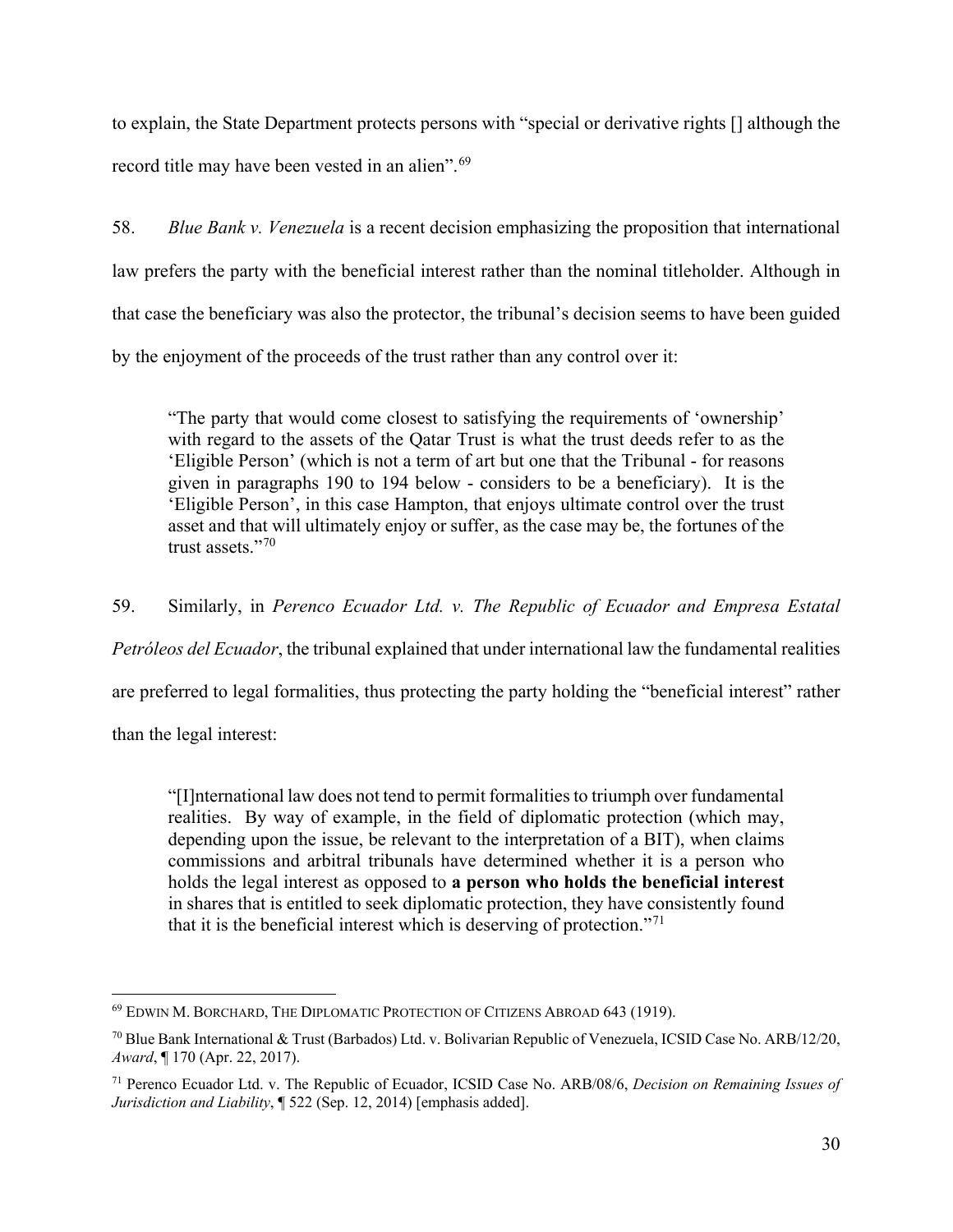to explain, the State Department protects persons with "special or derivative rights [] although the record title may have been vested in an alien".[69]

58. *Blue Bank v. Venezuela* is a recent decision emphasizing the proposition that international law prefers the party with the beneficial interest rather than the nominal titleholder. Although in that case the beneficiary was also the protector, the tribunal's decision seems to have been guided by the enjoyment of the proceeds of the trust rather than any control over it:

> "The party that would come closest to satisfying the requirements of 'ownership' with regard to the assets of the Qatar Trust is what the trust deeds refer to as the 'Eligible Person' (which is not a term of art but one that the Tribunal - for reasons given in paragraphs 190 to 194 below - considers to be a beneficiary). It is the 'Eligible Person', in this case Hampton, that enjoys ultimate control over the trust asset and that will ultimately enjoy or suffer, as the case may be, the fortunes of the trust assets."[70]

59. Similarly, in *Perenco Ecuador Ltd. v. The Republic of Ecuador and Empresa Estatal Petróleos del Ecuador*, the tribunal explained that under international law the fundamental realities are preferred to legal formalities, thus protecting the party holding the "beneficial interest" rather than the legal interest:

> "[I]nternational law does not tend to permit formalities to triumph over fundamental realities. By way of example, in the field of diplomatic protection (which may, depending upon the issue, be relevant to the interpretation of a BIT), when claims commissions and arbitral tribunals have determined whether it is a person who holds the legal interest as opposed to **a person who holds the beneficial interest** in shares that is entitled to seek diplomatic protection, they have consistently found that it is the beneficial interest which is deserving of protection."[71]

---

[69] EDWIN M. BORCHARD, THE DIPLOMATIC PROTECTION OF CITIZENS ABROAD 643 (1919).

[70] Blue Bank International & Trust (Barbados) Ltd. v. Bolivarian Republic of Venezuela, ICSID Case No. ARB/12/20, *Award*, ¶ 170 (Apr. 22, 2017).

[71] Perenco Ecuador Ltd. v. The Republic of Ecuador, ICSID Case No. ARB/08/6, *Decision on Remaining Issues of Jurisdiction and Liability*, ¶ 522 (Sep. 12, 2014) [emphasis added].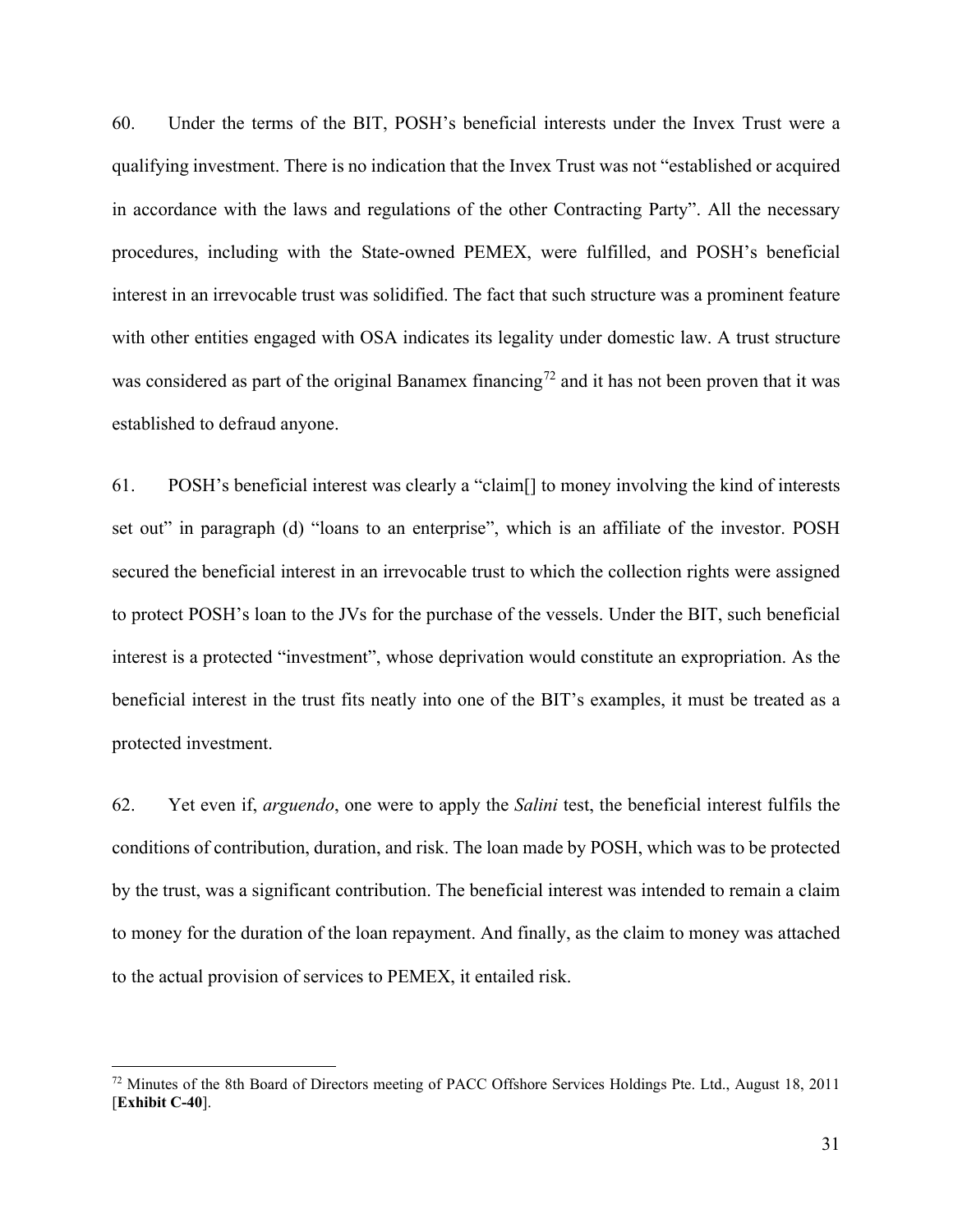60. Under the terms of the BIT, POSH's beneficial interests under the Invex Trust were a qualifying investment. There is no indication that the Invex Trust was not "established or acquired in accordance with the laws and regulations of the other Contracting Party". All the necessary procedures, including with the State-owned PEMEX, were fulfilled, and POSH's beneficial interest in an irrevocable trust was solidified. The fact that such structure was a prominent feature with other entities engaged with OSA indicates its legality under domestic law. A trust structure was considered as part of the original Banamex financing[72] and it has not been proven that it was established to defraud anyone.

61. POSH's beneficial interest was clearly a "claim[] to money involving the kind of interests set out" in paragraph (d) "loans to an enterprise", which is an affiliate of the investor. POSH secured the beneficial interest in an irrevocable trust to which the collection rights were assigned to protect POSH's loan to the JVs for the purchase of the vessels. Under the BIT, such beneficial interest is a protected "investment", whose deprivation would constitute an expropriation. As the beneficial interest in the trust fits neatly into one of the BIT's examples, it must be treated as a protected investment.

62. Yet even if, *arguendo*, one were to apply the *Salini* test, the beneficial interest fulfils the conditions of contribution, duration, and risk. The loan made by POSH, which was to be protected by the trust, was a significant contribution. The beneficial interest was intended to remain a claim to money for the duration of the loan repayment. And finally, as the claim to money was attached to the actual provision of services to PEMEX, it entailed risk.

---

[72] Minutes of the 8th Board of Directors meeting of PACC Offshore Services Holdings Pte. Ltd., August 18, 2011 [**Exhibit C-40**].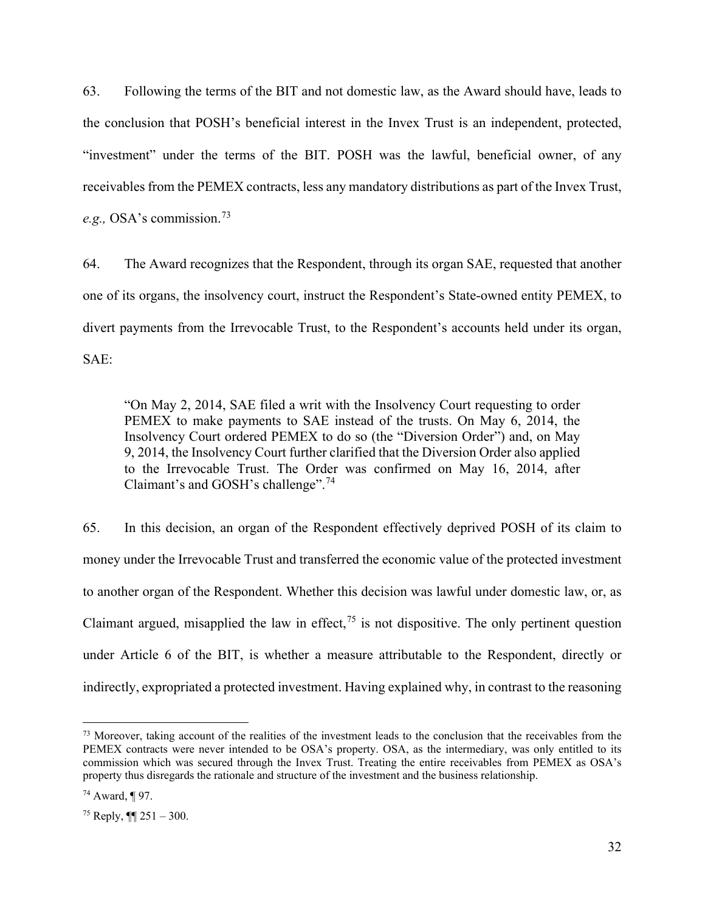63. Following the terms of the BIT and not domestic law, as the Award should have, leads to the conclusion that POSH's beneficial interest in the Invex Trust is an independent, protected, "investment" under the terms of the BIT. POSH was the lawful, beneficial owner, of any receivables from the PEMEX contracts, less any mandatory distributions as part of the Invex Trust, *e.g.,* OSA's commission.[73]

64. The Award recognizes that the Respondent, through its organ SAE, requested that another one of its organs, the insolvency court, instruct the Respondent's State-owned entity PEMEX, to divert payments from the Irrevocable Trust, to the Respondent's accounts held under its organ, SAE:

> "On May 2, 2014, SAE filed a writ with the Insolvency Court requesting to order PEMEX to make payments to SAE instead of the trusts. On May 6, 2014, the Insolvency Court ordered PEMEX to do so (the "Diversion Order") and, on May 9, 2014, the Insolvency Court further clarified that the Diversion Order also applied to the Irrevocable Trust. The Order was confirmed on May 16, 2014, after Claimant's and GOSH's challenge".[74]

65. In this decision, an organ of the Respondent effectively deprived POSH of its claim to money under the Irrevocable Trust and transferred the economic value of the protected investment to another organ of the Respondent. Whether this decision was lawful under domestic law, or, as Claimant argued, misapplied the law in effect,[75] is not dispositive. The only pertinent question under Article 6 of the BIT, is whether a measure attributable to the Respondent, directly or indirectly, expropriated a protected investment. Having explained why, in contrast to the reasoning

---

[73] Moreover, taking account of the realities of the investment leads to the conclusion that the receivables from the PEMEX contracts were never intended to be OSA's property. OSA, as the intermediary, was only entitled to its commission which was secured through the Invex Trust. Treating the entire receivables from PEMEX as OSA's property thus disregards the rationale and structure of the investment and the business relationship.

[74] Award, ¶ 97.

[75] Reply, ¶¶ 251 – 300.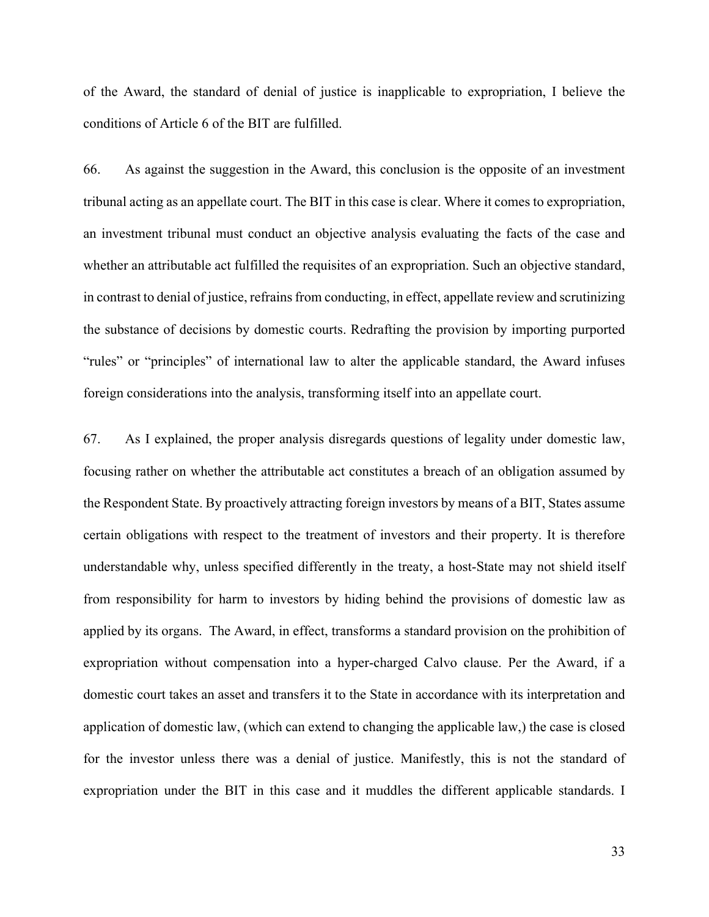of the Award, the standard of denial of justice is inapplicable to expropriation, I believe the conditions of Article 6 of the BIT are fulfilled.

66. As against the suggestion in the Award, this conclusion is the opposite of an investment tribunal acting as an appellate court. The BIT in this case is clear. Where it comes to expropriation, an investment tribunal must conduct an objective analysis evaluating the facts of the case and whether an attributable act fulfilled the requisites of an expropriation. Such an objective standard, in contrast to denial of justice, refrains from conducting, in effect, appellate review and scrutinizing the substance of decisions by domestic courts. Redrafting the provision by importing purported "rules" or "principles" of international law to alter the applicable standard, the Award infuses foreign considerations into the analysis, transforming itself into an appellate court.

67. As I explained, the proper analysis disregards questions of legality under domestic law, focusing rather on whether the attributable act constitutes a breach of an obligation assumed by the Respondent State. By proactively attracting foreign investors by means of a BIT, States assume certain obligations with respect to the treatment of investors and their property. It is therefore understandable why, unless specified differently in the treaty, a host-State may not shield itself from responsibility for harm to investors by hiding behind the provisions of domestic law as applied by its organs. The Award, in effect, transforms a standard provision on the prohibition of expropriation without compensation into a hyper-charged Calvo clause. Per the Award, if a domestic court takes an asset and transfers it to the State in accordance with its interpretation and application of domestic law, (which can extend to changing the applicable law,) the case is closed for the investor unless there was a denial of justice. Manifestly, this is not the standard of expropriation under the BIT in this case and it muddles the different applicable standards. I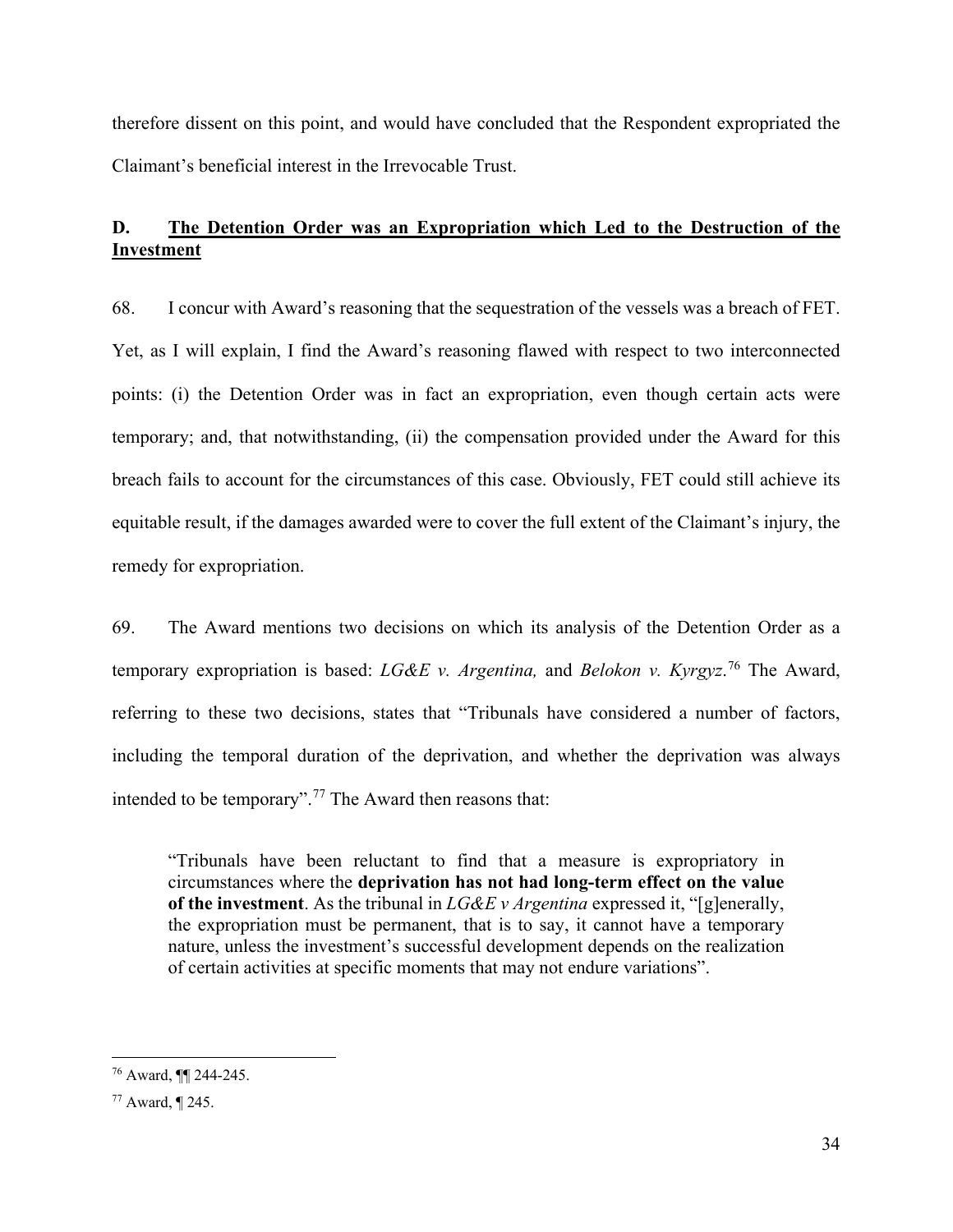therefore dissent on this point, and would have concluded that the Respondent expropriated the Claimant's beneficial interest in the Irrevocable Trust.

## D. The Detention Order was an Expropriation which Led to the Destruction of the Investment

68. I concur with Award's reasoning that the sequestration of the vessels was a breach of FET. Yet, as I will explain, I find the Award's reasoning flawed with respect to two interconnected points: (i) the Detention Order was in fact an expropriation, even though certain acts were temporary; and, that notwithstanding, (ii) the compensation provided under the Award for this breach fails to account for the circumstances of this case. Obviously, FET could still achieve its equitable result, if the damages awarded were to cover the full extent of the Claimant's injury, the remedy for expropriation.

69. The Award mentions two decisions on which its analysis of the Detention Order as a temporary expropriation is based: *LG&E v. Argentina,* and *Belokon v. Kyrgyz*.[76] The Award, referring to these two decisions, states that "Tribunals have considered a number of factors, including the temporal duration of the deprivation, and whether the deprivation was always intended to be temporary".[77] The Award then reasons that:

> "Tribunals have been reluctant to find that a measure is expropriatory in circumstances where the **deprivation has not had long-term effect on the value of the investment**. As the tribunal in *LG&E v Argentina* expressed it, "[g]enerally, the expropriation must be permanent, that is to say, it cannot have a temporary nature, unless the investment's successful development depends on the realization of certain activities at specific moments that may not endure variations".

---

[76] Award, ¶¶ 244-245.

[77] Award, ¶ 245.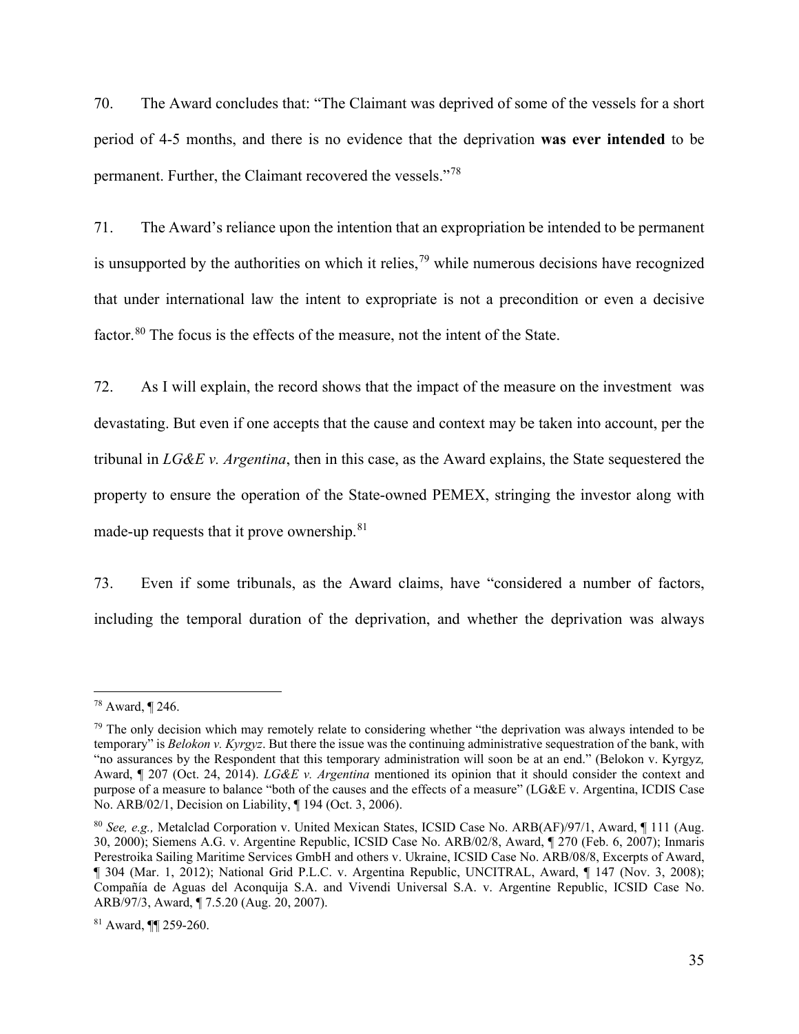70. The Award concludes that: "The Claimant was deprived of some of the vessels for a short period of 4-5 months, and there is no evidence that the deprivation **was ever intended** to be permanent. Further, the Claimant recovered the vessels."[78]

71. The Award's reliance upon the intention that an expropriation be intended to be permanent is unsupported by the authorities on which it relies,[79] while numerous decisions have recognized that under international law the intent to expropriate is not a precondition or even a decisive factor.[80] The focus is the effects of the measure, not the intent of the State.

72. As I will explain, the record shows that the impact of the measure on the investment was devastating. But even if one accepts that the cause and context may be taken into account, per the tribunal in *LG&E v. Argentina*, then in this case, as the Award explains, the State sequestered the property to ensure the operation of the State-owned PEMEX, stringing the investor along with made-up requests that it prove ownership.[81]

73. Even if some tribunals, as the Award claims, have "considered a number of factors, including the temporal duration of the deprivation, and whether the deprivation was always

---

[78] Award, ¶ 246.

[79] The only decision which may remotely relate to considering whether "the deprivation was always intended to be temporary" is *Belokon v. Kyrgyz*. But there the issue was the continuing administrative sequestration of the bank, with "no assurances by the Respondent that this temporary administration will soon be at an end." (Belokon v. Kyrgyz*,* Award, ¶ 207 (Oct. 24, 2014). *LG&E v. Argentina* mentioned its opinion that it should consider the context and purpose of a measure to balance "both of the causes and the effects of a measure" (LG&E v. Argentina, ICDIS Case No. ARB/02/1, Decision on Liability, ¶ 194 (Oct. 3, 2006).

[80] *See, e.g.,* Metalclad Corporation v. United Mexican States, ICSID Case No. ARB(AF)/97/1, Award, ¶ 111 (Aug. 30, 2000); Siemens A.G. v. Argentine Republic, ICSID Case No. ARB/02/8, Award, ¶ 270 (Feb. 6, 2007); Inmaris Perestroika Sailing Maritime Services GmbH and others v. Ukraine, ICSID Case No. ARB/08/8, Excerpts of Award, ¶ 304 (Mar. 1, 2012); National Grid P.L.C. v. Argentina Republic, UNCITRAL, Award, ¶ 147 (Nov. 3, 2008); Compañía de Aguas del Aconquija S.A. and Vivendi Universal S.A. v. Argentine Republic, ICSID Case No. ARB/97/3, Award, ¶ 7.5.20 (Aug. 20, 2007).

[81] Award, ¶¶ 259-260.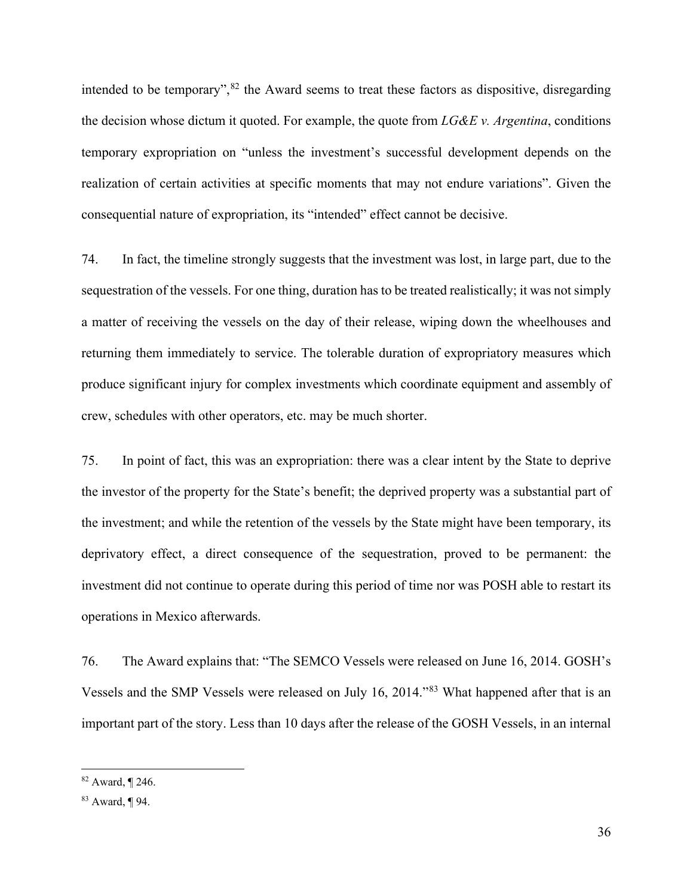intended to be temporary",[82] the Award seems to treat these factors as dispositive, disregarding the decision whose dictum it quoted. For example, the quote from *LG&E v. Argentina*, conditions temporary expropriation on "unless the investment's successful development depends on the realization of certain activities at specific moments that may not endure variations". Given the consequential nature of expropriation, its "intended" effect cannot be decisive.

74. In fact, the timeline strongly suggests that the investment was lost, in large part, due to the sequestration of the vessels. For one thing, duration has to be treated realistically; it was not simply a matter of receiving the vessels on the day of their release, wiping down the wheelhouses and returning them immediately to service. The tolerable duration of expropriatory measures which produce significant injury for complex investments which coordinate equipment and assembly of crew, schedules with other operators, etc. may be much shorter.

75. In point of fact, this was an expropriation: there was a clear intent by the State to deprive the investor of the property for the State's benefit; the deprived property was a substantial part of the investment; and while the retention of the vessels by the State might have been temporary, its deprivatory effect, a direct consequence of the sequestration, proved to be permanent: the investment did not continue to operate during this period of time nor was POSH able to restart its operations in Mexico afterwards.

76. The Award explains that: "The SEMCO Vessels were released on June 16, 2014. GOSH's Vessels and the SMP Vessels were released on July 16, 2014."[83] What happened after that is an important part of the story. Less than 10 days after the release of the GOSH Vessels, in an internal

---

[82] Award, ¶ 246.

[83] Award, ¶ 94.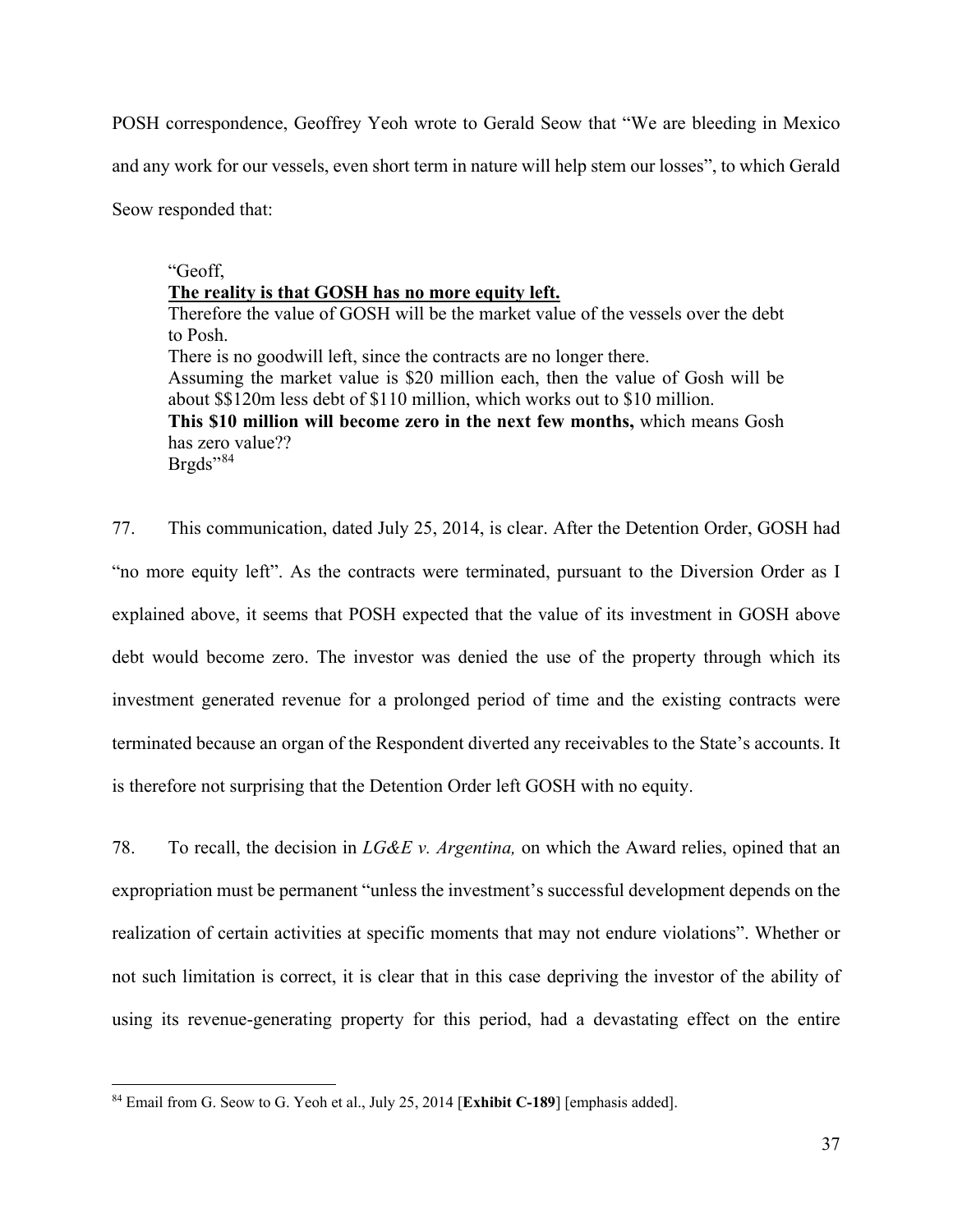POSH correspondence, Geoffrey Yeoh wrote to Gerald Seow that "We are bleeding in Mexico and any work for our vessels, even short term in nature will help stem our losses", to which Gerald Seow responded that:

> "Geoff,
> **<u>The reality is that GOSH has no more equity left.</u>**
> Therefore the value of GOSH will be the market value of the vessels over the debt to Posh.
> There is no goodwill left, since the contracts are no longer there.
> Assuming the market value is $20 million each, then the value of Gosh will be about $$120m less debt of $110 million, which works out to $10 million.
> **This $10 million will become zero in the next few months,** which means Gosh has zero value??
> Brgds"[84]

77. This communication, dated July 25, 2014, is clear. After the Detention Order, GOSH had "no more equity left". As the contracts were terminated, pursuant to the Diversion Order as I explained above, it seems that POSH expected that the value of its investment in GOSH above debt would become zero. The investor was denied the use of the property through which its investment generated revenue for a prolonged period of time and the existing contracts were terminated because an organ of the Respondent diverted any receivables to the State's accounts. It is therefore not surprising that the Detention Order left GOSH with no equity.

78. To recall, the decision in *LG&E v. Argentina,* on which the Award relies, opined that an expropriation must be permanent "unless the investment's successful development depends on the realization of certain activities at specific moments that may not endure violations". Whether or not such limitation is correct, it is clear that in this case depriving the investor of the ability of using its revenue-generating property for this period, had a devastating effect on the entire

---

[84] Email from G. Seow to G. Yeoh et al., July 25, 2014 [**Exhibit C-189**] [emphasis added].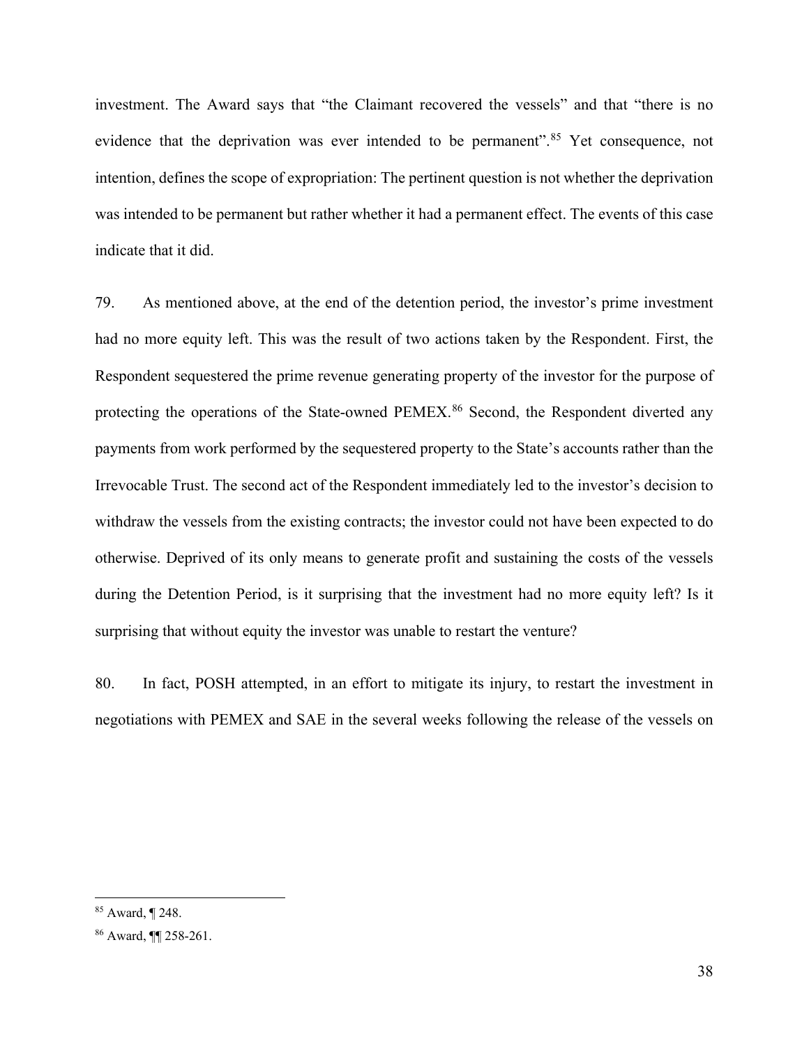investment. The Award says that "the Claimant recovered the vessels" and that "there is no evidence that the deprivation was ever intended to be permanent".[85] Yet consequence, not intention, defines the scope of expropriation: The pertinent question is not whether the deprivation was intended to be permanent but rather whether it had a permanent effect. The events of this case indicate that it did.

79. As mentioned above, at the end of the detention period, the investor's prime investment had no more equity left. This was the result of two actions taken by the Respondent. First, the Respondent sequestered the prime revenue generating property of the investor for the purpose of protecting the operations of the State-owned PEMEX.[86] Second, the Respondent diverted any payments from work performed by the sequestered property to the State's accounts rather than the Irrevocable Trust. The second act of the Respondent immediately led to the investor's decision to withdraw the vessels from the existing contracts; the investor could not have been expected to do otherwise. Deprived of its only means to generate profit and sustaining the costs of the vessels during the Detention Period, is it surprising that the investment had no more equity left? Is it surprising that without equity the investor was unable to restart the venture?

80. In fact, POSH attempted, in an effort to mitigate its injury, to restart the investment in negotiations with PEMEX and SAE in the several weeks following the release of the vessels on

---

[85] Award, ¶ 248.

[86] Award, ¶¶ 258-261.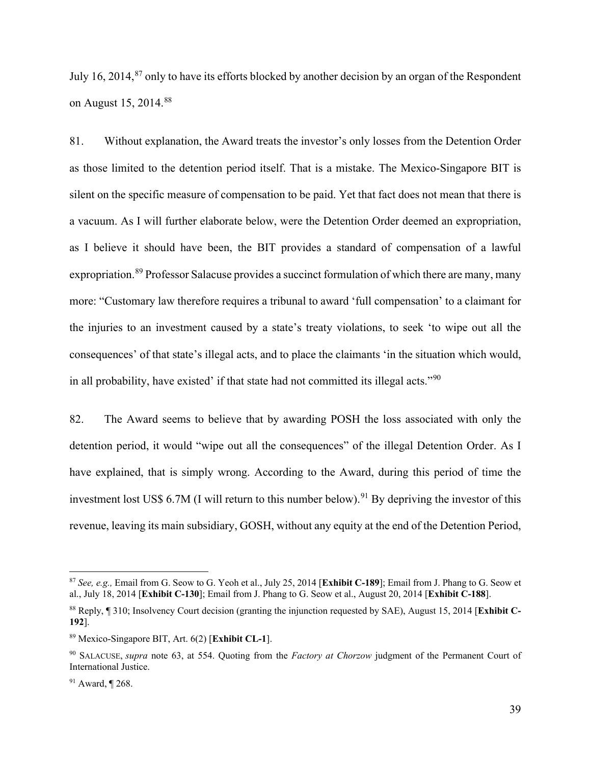July 16, 2014,[87] only to have its efforts blocked by another decision by an organ of the Respondent on August 15, 2014.[88]

81. Without explanation, the Award treats the investor's only losses from the Detention Order as those limited to the detention period itself. That is a mistake. The Mexico-Singapore BIT is silent on the specific measure of compensation to be paid. Yet that fact does not mean that there is a vacuum. As I will further elaborate below, were the Detention Order deemed an expropriation, as I believe it should have been, the BIT provides a standard of compensation of a lawful expropriation.[89] Professor Salacuse provides a succinct formulation of which there are many, many more: "Customary law therefore requires a tribunal to award 'full compensation' to a claimant for the injuries to an investment caused by a state's treaty violations, to seek 'to wipe out all the consequences' of that state's illegal acts, and to place the claimants 'in the situation which would, in all probability, have existed' if that state had not committed its illegal acts."[90]

82. The Award seems to believe that by awarding POSH the loss associated with only the detention period, it would "wipe out all the consequences" of the illegal Detention Order. As I have explained, that is simply wrong. According to the Award, during this period of time the investment lost US$ 6.7M (I will return to this number below).[91] By depriving the investor of this revenue, leaving its main subsidiary, GOSH, without any equity at the end of the Detention Period,

---

[87] *See, e.g.,* Email from G. Seow to G. Yeoh et al., July 25, 2014 [**Exhibit C-189**]; Email from J. Phang to G. Seow et al., July 18, 2014 [**Exhibit C-130**]; Email from J. Phang to G. Seow et al., August 20, 2014 [**Exhibit C-188**].

[88] Reply, ¶ 310; Insolvency Court decision (granting the injunction requested by SAE), August 15, 2014 [**Exhibit C-192**].

[89] Mexico-Singapore BIT, Art. 6(2) [**Exhibit CL-1**].

[90] SALACUSE, *supra* note 63, at 554. Quoting from the *Factory at Chorzow* judgment of the Permanent Court of International Justice.

[91] Award, ¶ 268.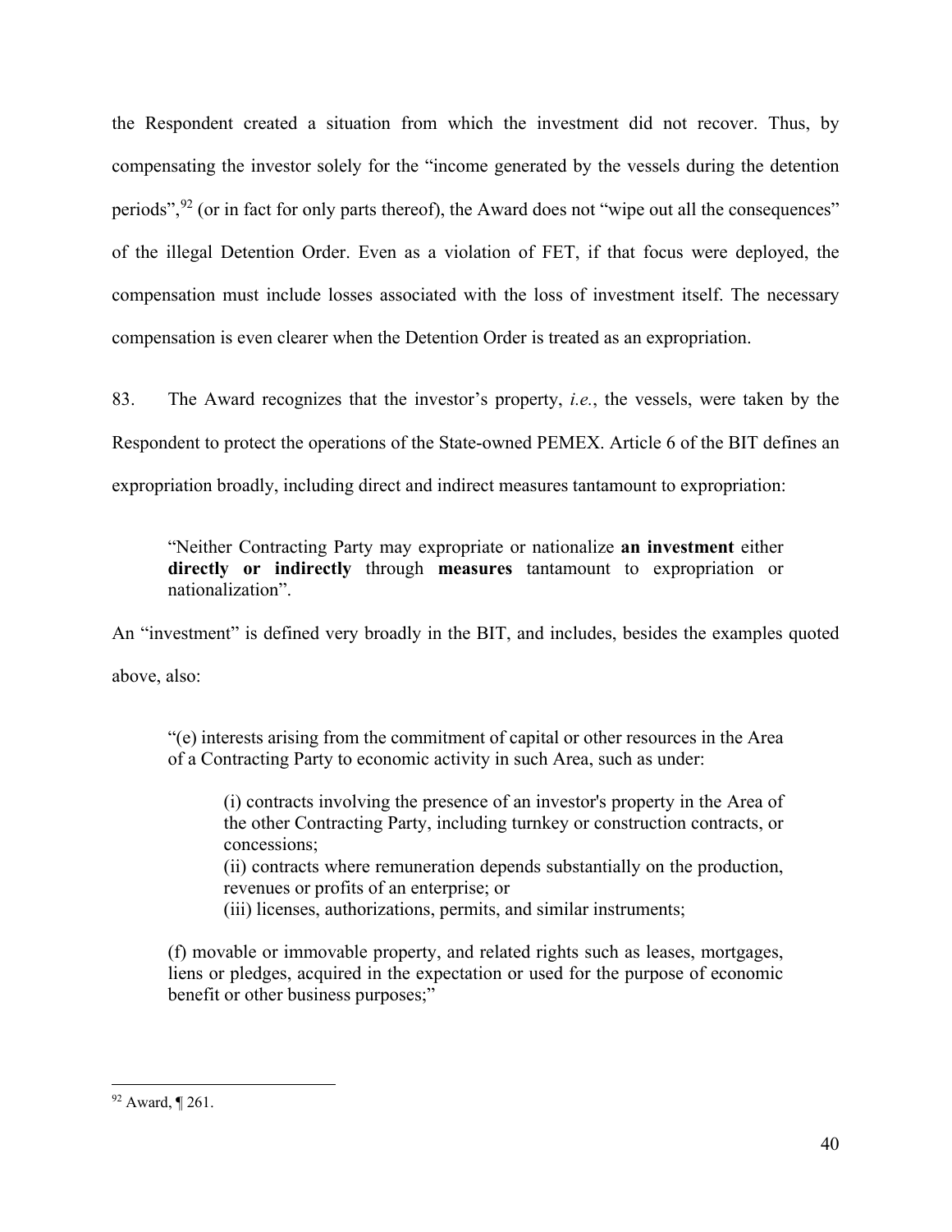the Respondent created a situation from which the investment did not recover. Thus, by compensating the investor solely for the "income generated by the vessels during the detention periods",[92] (or in fact for only parts thereof), the Award does not "wipe out all the consequences" of the illegal Detention Order. Even as a violation of FET, if that focus were deployed, the compensation must include losses associated with the loss of investment itself. The necessary compensation is even clearer when the Detention Order is treated as an expropriation.

83. The Award recognizes that the investor's property, *i.e.*, the vessels, were taken by the Respondent to protect the operations of the State-owned PEMEX. Article 6 of the BIT defines an expropriation broadly, including direct and indirect measures tantamount to expropriation:

> "Neither Contracting Party may expropriate or nationalize **an investment** either **directly or indirectly** through **measures** tantamount to expropriation or nationalization".

An "investment" is defined very broadly in the BIT, and includes, besides the examples quoted above, also:

> "(e) interests arising from the commitment of capital or other resources in the Area of a Contracting Party to economic activity in such Area, such as under:
>
> > (i) contracts involving the presence of an investor's property in the Area of the other Contracting Party, including turnkey or construction contracts, or concessions;
> > (ii) contracts where remuneration depends substantially on the production, revenues or profits of an enterprise; or
> > (iii) licenses, authorizations, permits, and similar instruments;
>
> (f) movable or immovable property, and related rights such as leases, mortgages, liens or pledges, acquired in the expectation or used for the purpose of economic benefit or other business purposes;"

---

[92] Award, ¶ 261.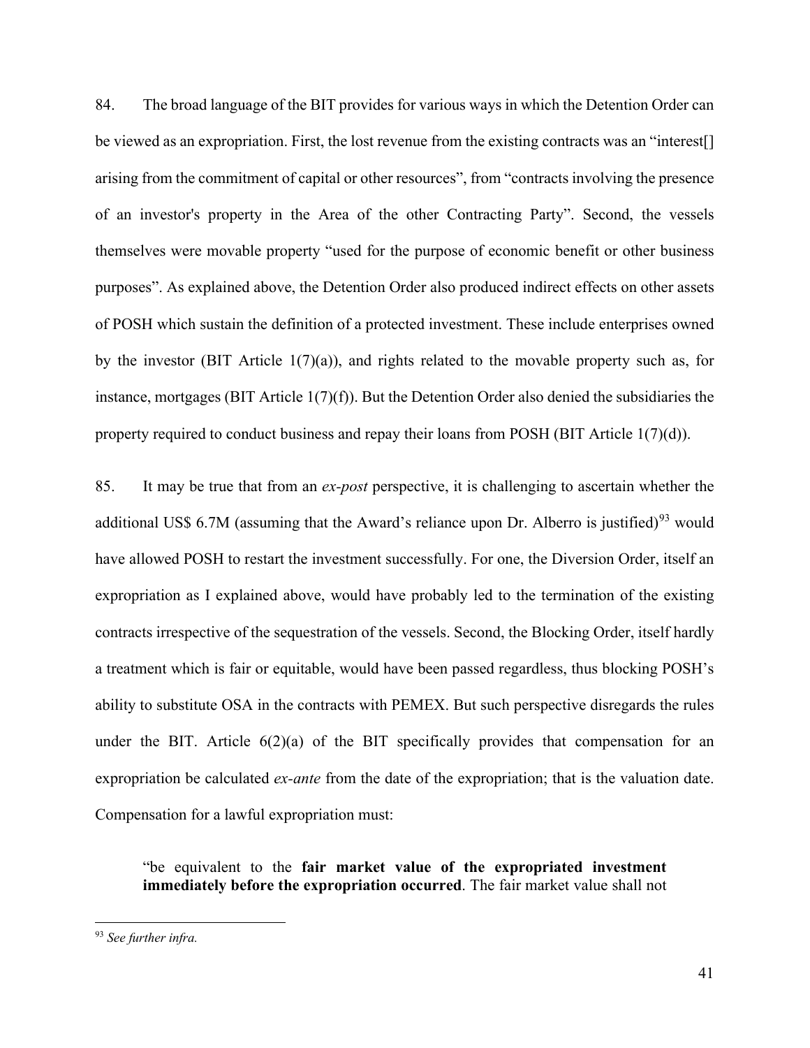84. The broad language of the BIT provides for various ways in which the Detention Order can be viewed as an expropriation. First, the lost revenue from the existing contracts was an "interest[] arising from the commitment of capital or other resources", from "contracts involving the presence of an investor's property in the Area of the other Contracting Party". Second, the vessels themselves were movable property "used for the purpose of economic benefit or other business purposes". As explained above, the Detention Order also produced indirect effects on other assets of POSH which sustain the definition of a protected investment. These include enterprises owned by the investor (BIT Article 1(7)(a)), and rights related to the movable property such as, for instance, mortgages (BIT Article 1(7)(f)). But the Detention Order also denied the subsidiaries the property required to conduct business and repay their loans from POSH (BIT Article 1(7)(d)).

85. It may be true that from an *ex-post* perspective, it is challenging to ascertain whether the additional US$ 6.7M (assuming that the Award's reliance upon Dr. Alberro is justified)[93] would have allowed POSH to restart the investment successfully. For one, the Diversion Order, itself an expropriation as I explained above, would have probably led to the termination of the existing contracts irrespective of the sequestration of the vessels. Second, the Blocking Order, itself hardly a treatment which is fair or equitable, would have been passed regardless, thus blocking POSH's ability to substitute OSA in the contracts with PEMEX. But such perspective disregards the rules under the BIT. Article 6(2)(a) of the BIT specifically provides that compensation for an expropriation be calculated *ex-ante* from the date of the expropriation; that is the valuation date. Compensation for a lawful expropriation must:

> "be equivalent to the **fair market value of the expropriated investment immediately before the expropriation occurred**. The fair market value shall not

[93] *See further infra.*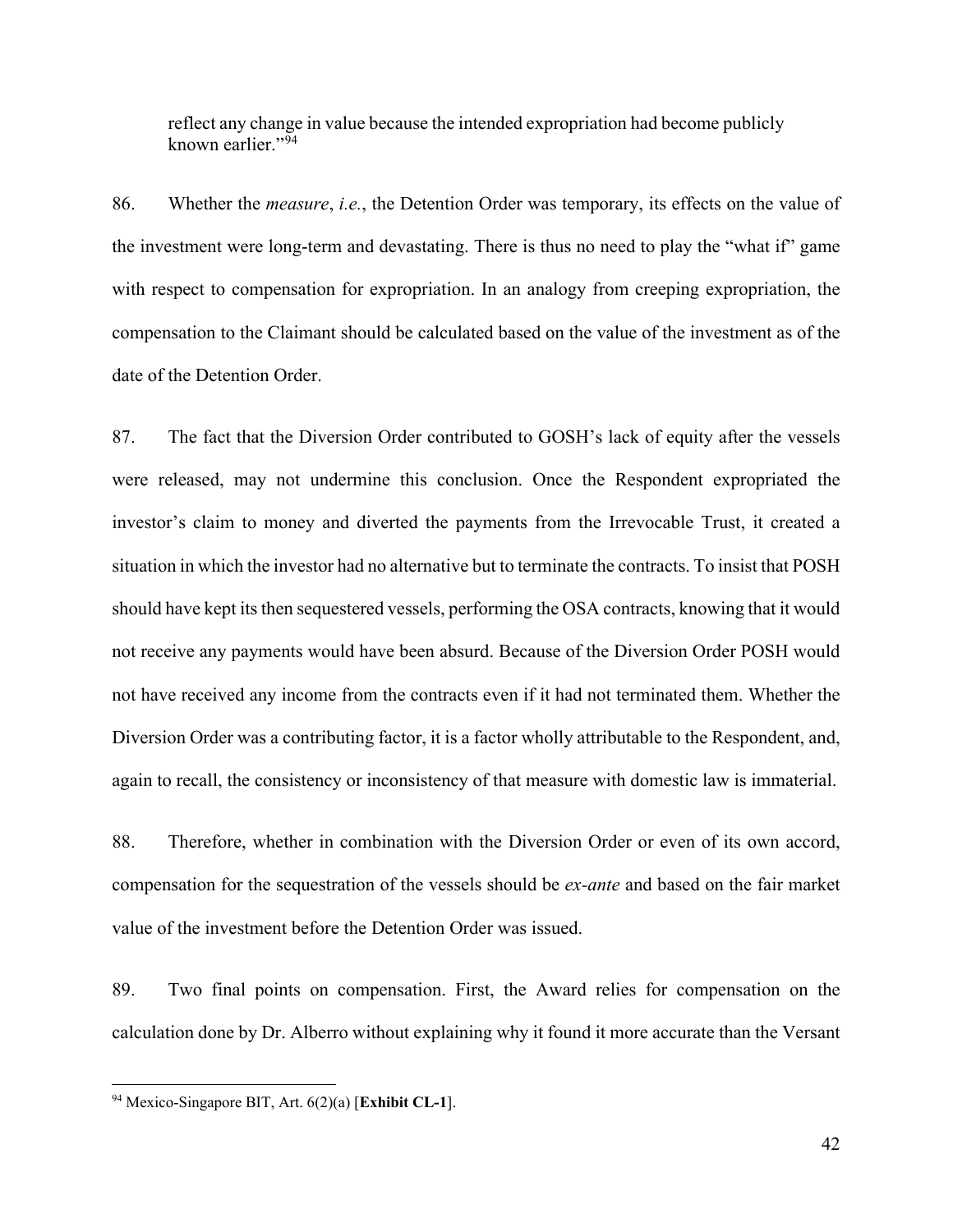reflect any change in value because the intended expropriation had become publicly known earlier."[94]

86. Whether the *measure*, *i.e.*, the Detention Order was temporary, its effects on the value of the investment were long-term and devastating. There is thus no need to play the "what if" game with respect to compensation for expropriation. In an analogy from creeping expropriation, the compensation to the Claimant should be calculated based on the value of the investment as of the date of the Detention Order.

87. The fact that the Diversion Order contributed to GOSH's lack of equity after the vessels were released, may not undermine this conclusion. Once the Respondent expropriated the investor's claim to money and diverted the payments from the Irrevocable Trust, it created a situation in which the investor had no alternative but to terminate the contracts. To insist that POSH should have kept its then sequestered vessels, performing the OSA contracts, knowing that it would not receive any payments would have been absurd. Because of the Diversion Order POSH would not have received any income from the contracts even if it had not terminated them. Whether the Diversion Order was a contributing factor, it is a factor wholly attributable to the Respondent, and, again to recall, the consistency or inconsistency of that measure with domestic law is immaterial.

88. Therefore, whether in combination with the Diversion Order or even of its own accord, compensation for the sequestration of the vessels should be *ex-ante* and based on the fair market value of the investment before the Detention Order was issued.

89. Two final points on compensation. First, the Award relies for compensation on the calculation done by Dr. Alberro without explaining why it found it more accurate than the Versant

---

[94] Mexico-Singapore BIT, Art. 6(2)(a) [**Exhibit CL-1**].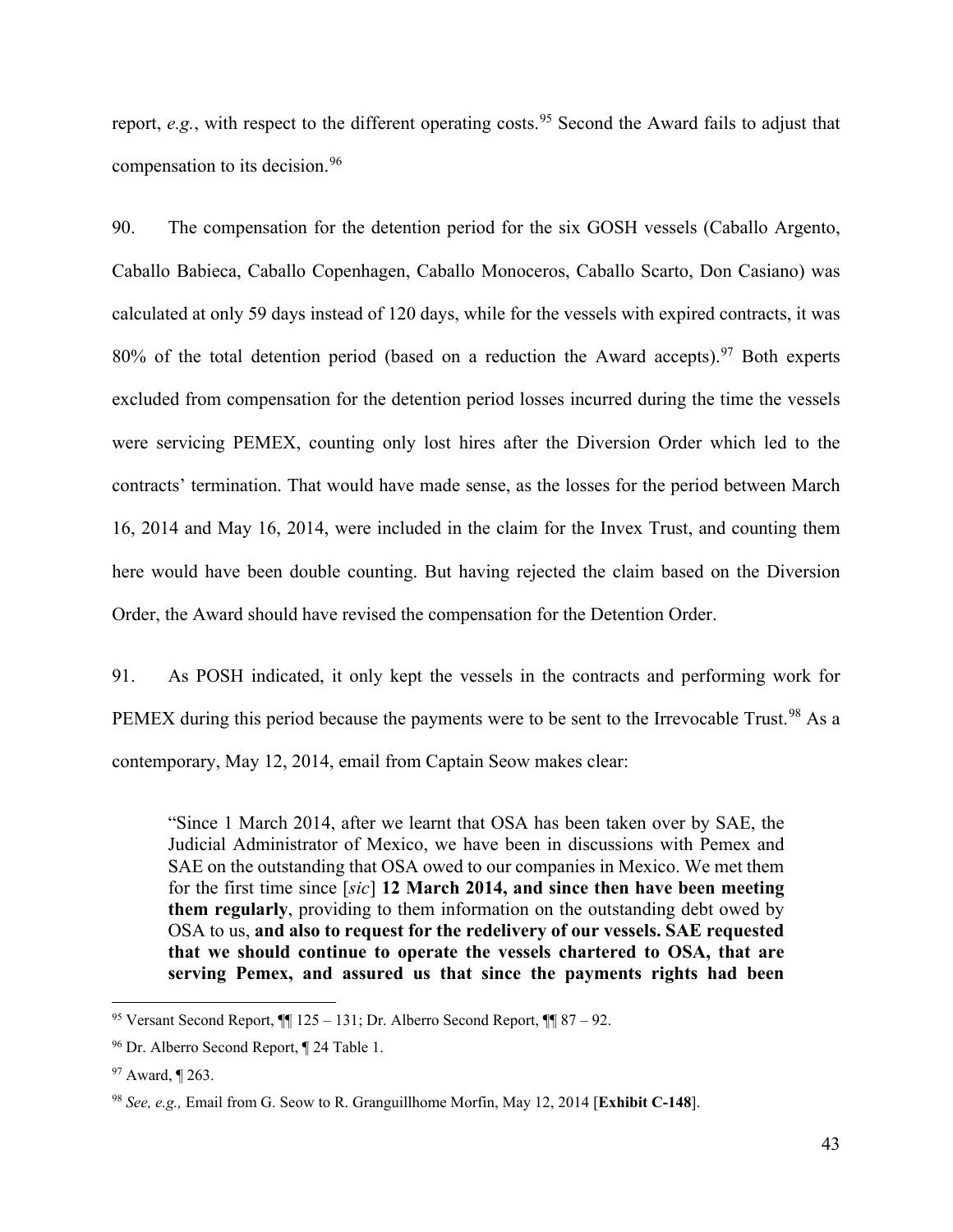report, *e.g.*, with respect to the different operating costs.[95] Second the Award fails to adjust that compensation to its decision.[96]

90. The compensation for the detention period for the six GOSH vessels (Caballo Argento, Caballo Babieca, Caballo Copenhagen, Caballo Monoceros, Caballo Scarto, Don Casiano) was calculated at only 59 days instead of 120 days, while for the vessels with expired contracts, it was 80% of the total detention period (based on a reduction the Award accepts).[97] Both experts excluded from compensation for the detention period losses incurred during the time the vessels were servicing PEMEX, counting only lost hires after the Diversion Order which led to the contracts' termination. That would have made sense, as the losses for the period between March 16, 2014 and May 16, 2014, were included in the claim for the Invex Trust, and counting them here would have been double counting. But having rejected the claim based on the Diversion Order, the Award should have revised the compensation for the Detention Order.

91. As POSH indicated, it only kept the vessels in the contracts and performing work for PEMEX during this period because the payments were to be sent to the Irrevocable Trust.[98] As a contemporary, May 12, 2014, email from Captain Seow makes clear:

> "Since 1 March 2014, after we learnt that OSA has been taken over by SAE, the Judicial Administrator of Mexico, we have been in discussions with Pemex and SAE on the outstanding that OSA owed to our companies in Mexico. We met them for the first time since [*sic*] **12 March 2014, and since then have been meeting them regularly**, providing to them information on the outstanding debt owed by OSA to us, **and also to request for the redelivery of our vessels. SAE requested that we should continue to operate the vessels chartered to OSA, that are serving Pemex, and assured us that since the payments rights had been**

---

[95] Versant Second Report, ¶¶ 125 – 131; Dr. Alberro Second Report, ¶¶ 87 – 92.

[96] Dr. Alberro Second Report, ¶ 24 Table 1.

[97] Award, ¶ 263.

[98] *See, e.g.,* Email from G. Seow to R. Granguillhome Morfin, May 12, 2014 [**Exhibit C-148**].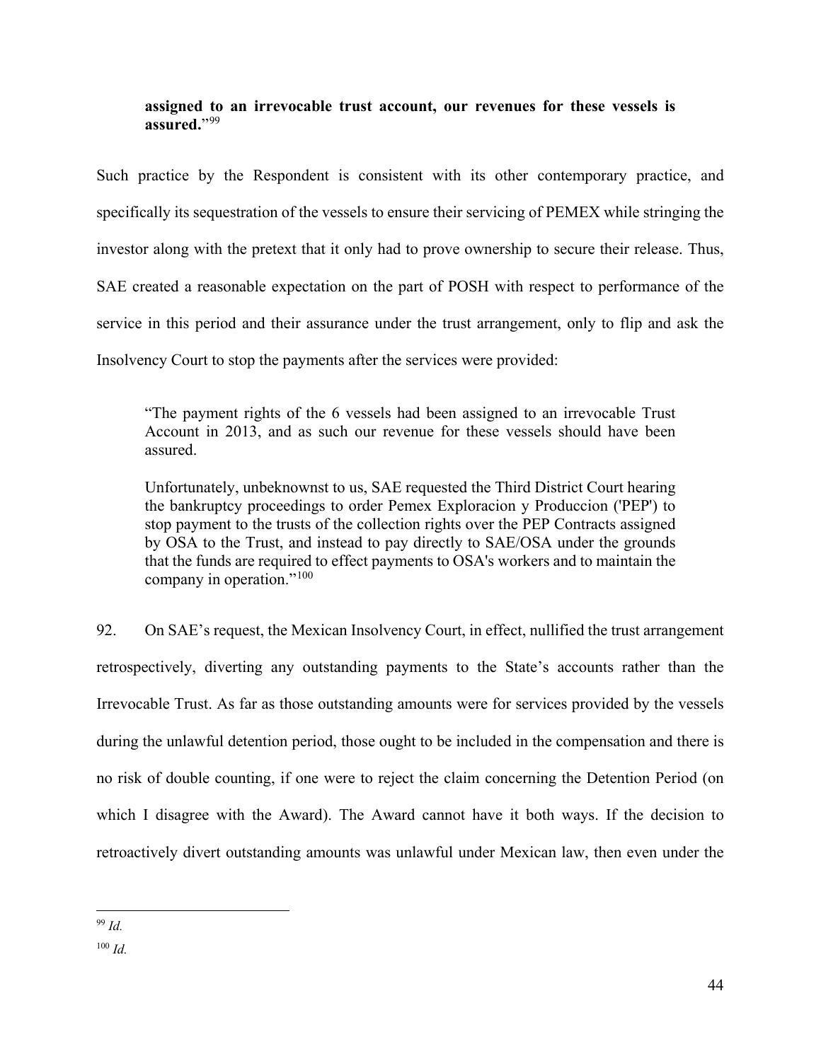> **assigned to an irrevocable trust account, our revenues for these vessels is assured.**"[99]

Such practice by the Respondent is consistent with its other contemporary practice, and specifically its sequestration of the vessels to ensure their servicing of PEMEX while stringing the investor along with the pretext that it only had to prove ownership to secure their release. Thus, SAE created a reasonable expectation on the part of POSH with respect to performance of the service in this period and their assurance under the trust arrangement, only to flip and ask the Insolvency Court to stop the payments after the services were provided:

> "The payment rights of the 6 vessels had been assigned to an irrevocable Trust Account in 2013, and as such our revenue for these vessels should have been assured.
>
> Unfortunately, unbeknownst to us, SAE requested the Third District Court hearing the bankruptcy proceedings to order Pemex Exploracion y Produccion ('PEP') to stop payment to the trusts of the collection rights over the PEP Contracts assigned by OSA to the Trust, and instead to pay directly to SAE/OSA under the grounds that the funds are required to effect payments to OSA's workers and to maintain the company in operation."[100]

92. On SAE's request, the Mexican Insolvency Court, in effect, nullified the trust arrangement retrospectively, diverting any outstanding payments to the State's accounts rather than the Irrevocable Trust. As far as those outstanding amounts were for services provided by the vessels during the unlawful detention period, those ought to be included in the compensation and there is no risk of double counting, if one were to reject the claim concerning the Detention Period (on which I disagree with the Award). The Award cannot have it both ways. If the decision to retroactively divert outstanding amounts was unlawful under Mexican law, then even under the

---

[99] *Id.*

[100] *Id.*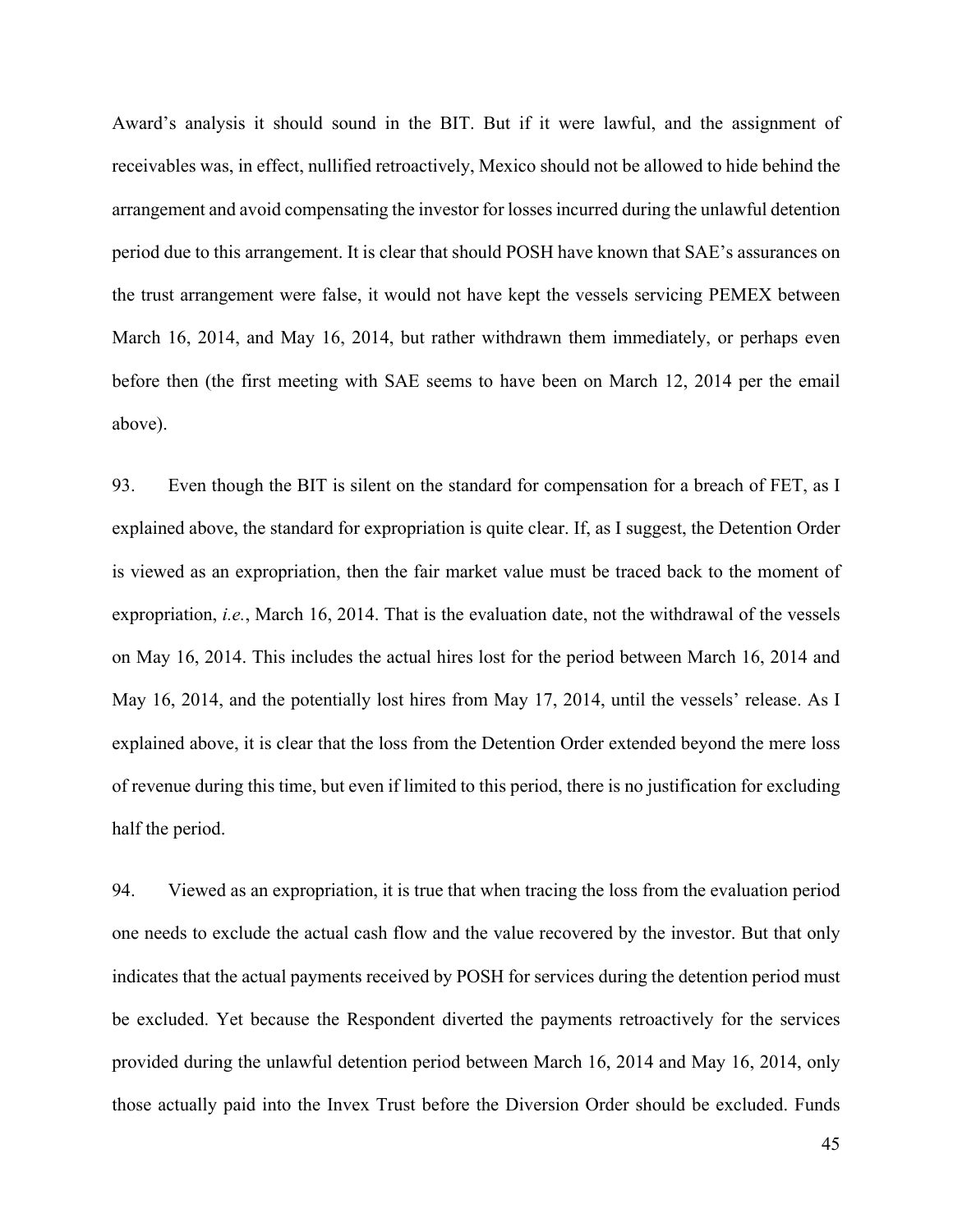Award's analysis it should sound in the BIT. But if it were lawful, and the assignment of receivables was, in effect, nullified retroactively, Mexico should not be allowed to hide behind the arrangement and avoid compensating the investor for losses incurred during the unlawful detention period due to this arrangement. It is clear that should POSH have known that SAE's assurances on the trust arrangement were false, it would not have kept the vessels servicing PEMEX between March 16, 2014, and May 16, 2014, but rather withdrawn them immediately, or perhaps even before then (the first meeting with SAE seems to have been on March 12, 2014 per the email above).

93. Even though the BIT is silent on the standard for compensation for a breach of FET, as I explained above, the standard for expropriation is quite clear. If, as I suggest, the Detention Order is viewed as an expropriation, then the fair market value must be traced back to the moment of expropriation, *i.e.*, March 16, 2014. That is the evaluation date, not the withdrawal of the vessels on May 16, 2014. This includes the actual hires lost for the period between March 16, 2014 and May 16, 2014, and the potentially lost hires from May 17, 2014, until the vessels' release. As I explained above, it is clear that the loss from the Detention Order extended beyond the mere loss of revenue during this time, but even if limited to this period, there is no justification for excluding half the period.

94. Viewed as an expropriation, it is true that when tracing the loss from the evaluation period one needs to exclude the actual cash flow and the value recovered by the investor. But that only indicates that the actual payments received by POSH for services during the detention period must be excluded. Yet because the Respondent diverted the payments retroactively for the services provided during the unlawful detention period between March 16, 2014 and May 16, 2014, only those actually paid into the Invex Trust before the Diversion Order should be excluded. Funds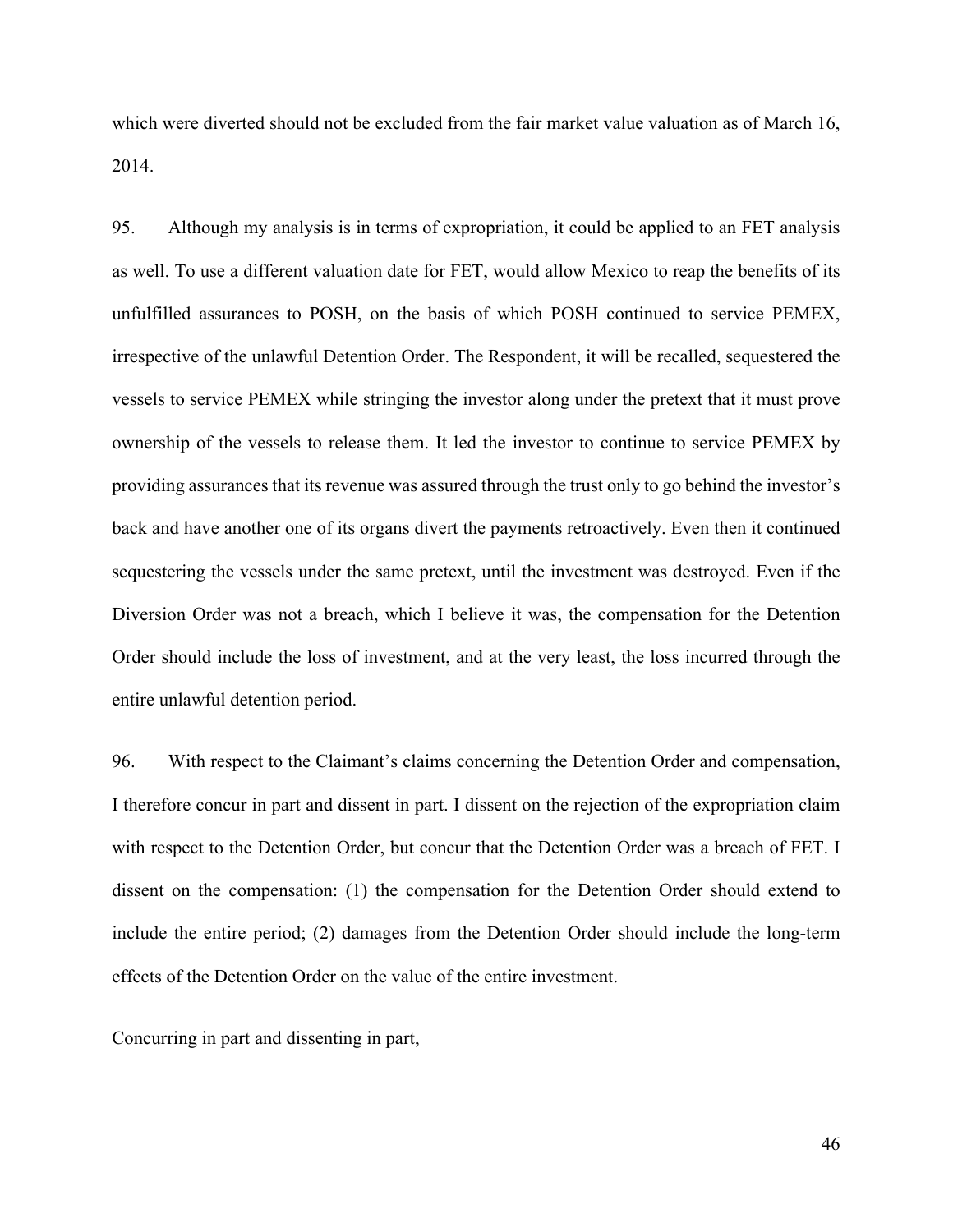which were diverted should not be excluded from the fair market value valuation as of March 16, 2014.

95. Although my analysis is in terms of expropriation, it could be applied to an FET analysis as well. To use a different valuation date for FET, would allow Mexico to reap the benefits of its unfulfilled assurances to POSH, on the basis of which POSH continued to service PEMEX, irrespective of the unlawful Detention Order. The Respondent, it will be recalled, sequestered the vessels to service PEMEX while stringing the investor along under the pretext that it must prove ownership of the vessels to release them. It led the investor to continue to service PEMEX by providing assurances that its revenue was assured through the trust only to go behind the investor's back and have another one of its organs divert the payments retroactively. Even then it continued sequestering the vessels under the same pretext, until the investment was destroyed. Even if the Diversion Order was not a breach, which I believe it was, the compensation for the Detention Order should include the loss of investment, and at the very least, the loss incurred through the entire unlawful detention period.

96. With respect to the Claimant's claims concerning the Detention Order and compensation, I therefore concur in part and dissent in part. I dissent on the rejection of the expropriation claim with respect to the Detention Order, but concur that the Detention Order was a breach of FET. I dissent on the compensation: (1) the compensation for the Detention Order should extend to include the entire period; (2) damages from the Detention Order should include the long-term effects of the Detention Order on the value of the entire investment.

Concurring in part and dissenting in part,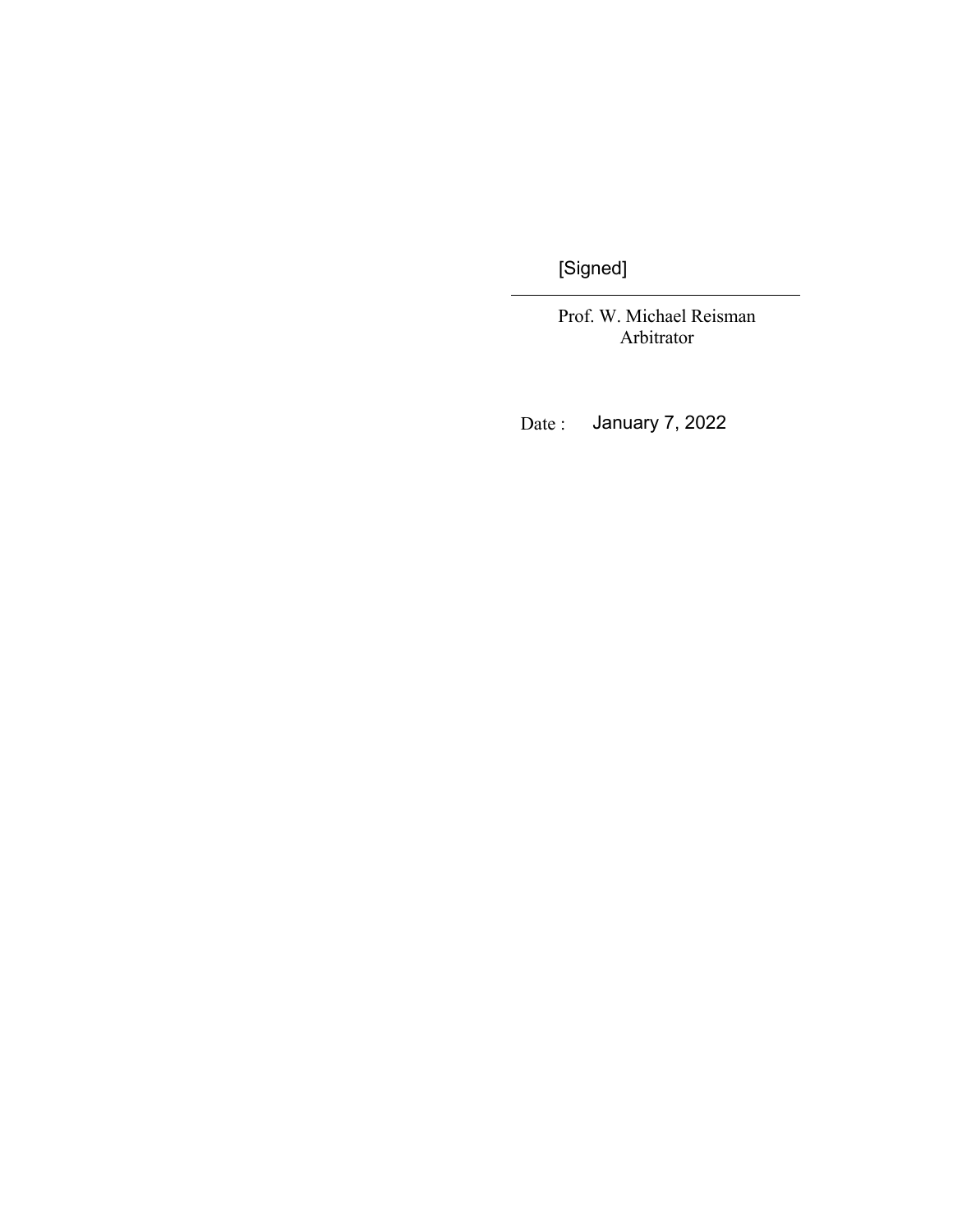[Signed]

---

Prof. W. Michael Reisman
Arbitrator

Date : January 7, 2022